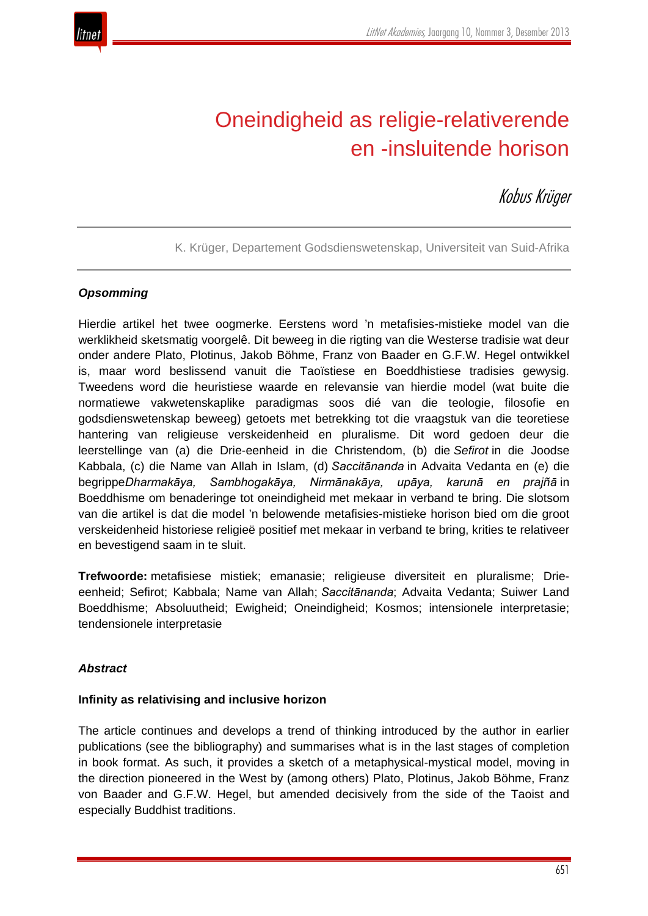# Oneindigheid as religie-relativerende en -insluitende horison

*Kobus Krüger*

K. Krüger, Departement Godsdienswetenskap, Universiteit van Suid-Afrika

***Opsomming***

Hierdie artikel het twee oogmerke. Eerstens word ’n metafisies-mistieke model van die werklikheid sketsmatig voorgelê. Dit beweeg in die rigting van die Westerse tradisie wat deur onder andere Plato, Plotinus, Jakob Böhme, Franz von Baader en G.F.W. Hegel ontwikkel is, maar word beslissend vanuit die Taoïstiese en Boeddhistiese tradisies gewysig. Tweedens word die heuristiese waarde en relevansie van hierdie model (wat buite die normatiewe vakwetenskaplike paradigmas soos dié van die teologie, filosofie en godsdienswetenskap beweeg) getoets met betrekking tot die vraagstuk van die teoretiese hantering van religieuse verskeidenheid en pluralisme. Dit word gedoen deur die leerstellinge van (a) die Drie-eenheid in die Christendom, (b) die *Sefirot* in die Joodse Kabbala, (c) die Name van Allah in Islam, (d) *Saccitānanda* in Advaita Vedanta en (e) die begrippe *Dharmakāya, Sambhogakāya, Nirmānakāya, upāya, karunā en prajñā* in Boeddhisme om benaderinge tot oneindigheid met mekaar in verband te bring. Die slotsom van die artikel is dat die model ’n belowende metafisies-mistieke horison bied om die groot verskeidenheid historiese religieë positief met mekaar in verband te bring, krities te relativeer en bevestigend saam in te sluit.

**Trefwoorde:** metafisiese mistiek; emanasie; religieuse diversiteit en pluralisme; Drie-eenheid; Sefirot; Kabbala; Name van Allah; *Saccitānanda*; Advaita Vedanta; Suiwer Land Boeddhisme; Absoluutheid; Ewigheid; Oneindigheid; Kosmos; intensionele interpretasie; tendensionele interpretasie

***Abstract***

**Infinity as relativising and inclusive horizon**

The article continues and develops a trend of thinking introduced by the author in earlier publications (see the bibliography) and summarises what is in the last stages of completion in book format. As such, it provides a sketch of a metaphysical-mystical model, moving in the direction pioneered in the West by (among others) Plato, Plotinus, Jakob Böhme, Franz von Baader and G.F.W. Hegel, but amended decisively from the side of the Taoist and especially Buddhist traditions.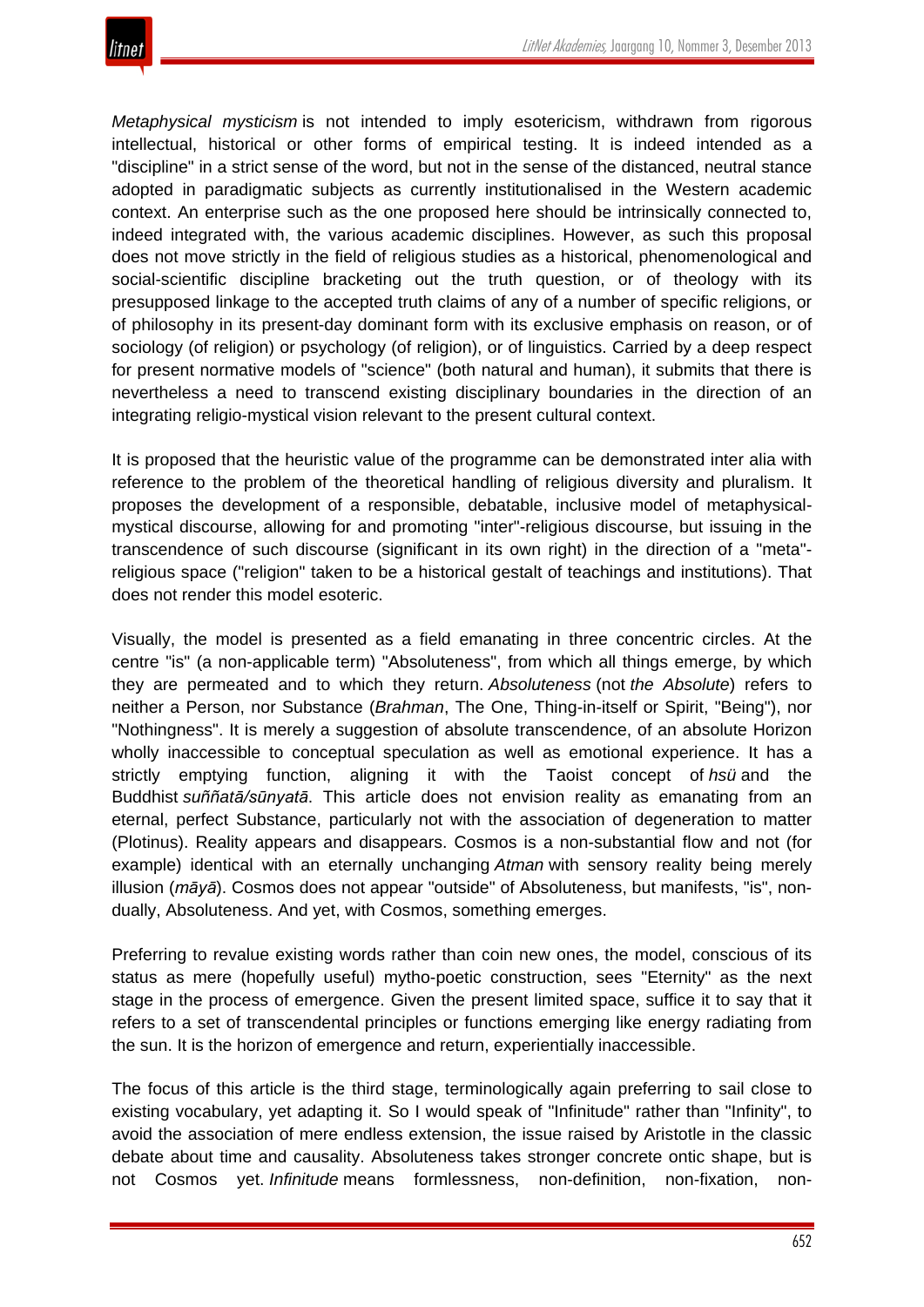*Metaphysical mysticism* is not intended to imply esotericism, withdrawn from rigorous intellectual, historical or other forms of empirical testing. It is indeed intended as a "discipline" in a strict sense of the word, but not in the sense of the distanced, neutral stance adopted in paradigmatic subjects as currently institutionalised in the Western academic context. An enterprise such as the one proposed here should be intrinsically connected to, indeed integrated with, the various academic disciplines. However, as such this proposal does not move strictly in the field of religious studies as a historical, phenomenological and social-scientific discipline bracketing out the truth question, or of theology with its presupposed linkage to the accepted truth claims of any of a number of specific religions, or of philosophy in its present-day dominant form with its exclusive emphasis on reason, or of sociology (of religion) or psychology (of religion), or of linguistics. Carried by a deep respect for present normative models of "science" (both natural and human), it submits that there is nevertheless a need to transcend existing disciplinary boundaries in the direction of an integrating religio-mystical vision relevant to the present cultural context.

It is proposed that the heuristic value of the programme can be demonstrated inter alia with reference to the problem of the theoretical handling of religious diversity and pluralism. It proposes the development of a responsible, debatable, inclusive model of metaphysical-mystical discourse, allowing for and promoting "inter"-religious discourse, but issuing in the transcendence of such discourse (significant in its own right) in the direction of a "meta"-religious space ("religion" taken to be a historical gestalt of teachings and institutions). That does not render this model esoteric.

Visually, the model is presented as a field emanating in three concentric circles. At the centre "is" (a non-applicable term) "Absoluteness", from which all things emerge, by which they are permeated and to which they return. *Absoluteness* (not *the Absolute*) refers to neither a Person, nor Substance (*Brahman*, The One, Thing-in-itself or Spirit, "Being"), nor "Nothingness". It is merely a suggestion of absolute transcendence, of an absolute Horizon wholly inaccessible to conceptual speculation as well as emotional experience. It has a strictly emptying function, aligning it with the Taoist concept of *hsü* and the Buddhist *suññatā/sūnyatā*. This article does not envision reality as emanating from an eternal, perfect Substance, particularly not with the association of degeneration to matter (Plotinus). Reality appears and disappears. Cosmos is a non-substantial flow and not (for example) identical with an eternally unchanging *Atman* with sensory reality being merely illusion (*māyā*). Cosmos does not appear "outside" of Absoluteness, but manifests, "is", non-dually, Absoluteness. And yet, with Cosmos, something emerges.

Preferring to revalue existing words rather than coin new ones, the model, conscious of its status as mere (hopefully useful) mytho-poetic construction, sees "Eternity" as the next stage in the process of emergence. Given the present limited space, suffice it to say that it refers to a set of transcendental principles or functions emerging like energy radiating from the sun. It is the horizon of emergence and return, experientially inaccessible.

The focus of this article is the third stage, terminologically again preferring to sail close to existing vocabulary, yet adapting it. So I would speak of "Infinitude" rather than "Infinity", to avoid the association of mere endless extension, the issue raised by Aristotle in the classic debate about time and causality. Absoluteness takes stronger concrete ontic shape, but is not Cosmos yet. *Infinitude* means formlessness, non-definition, non-fixation, non-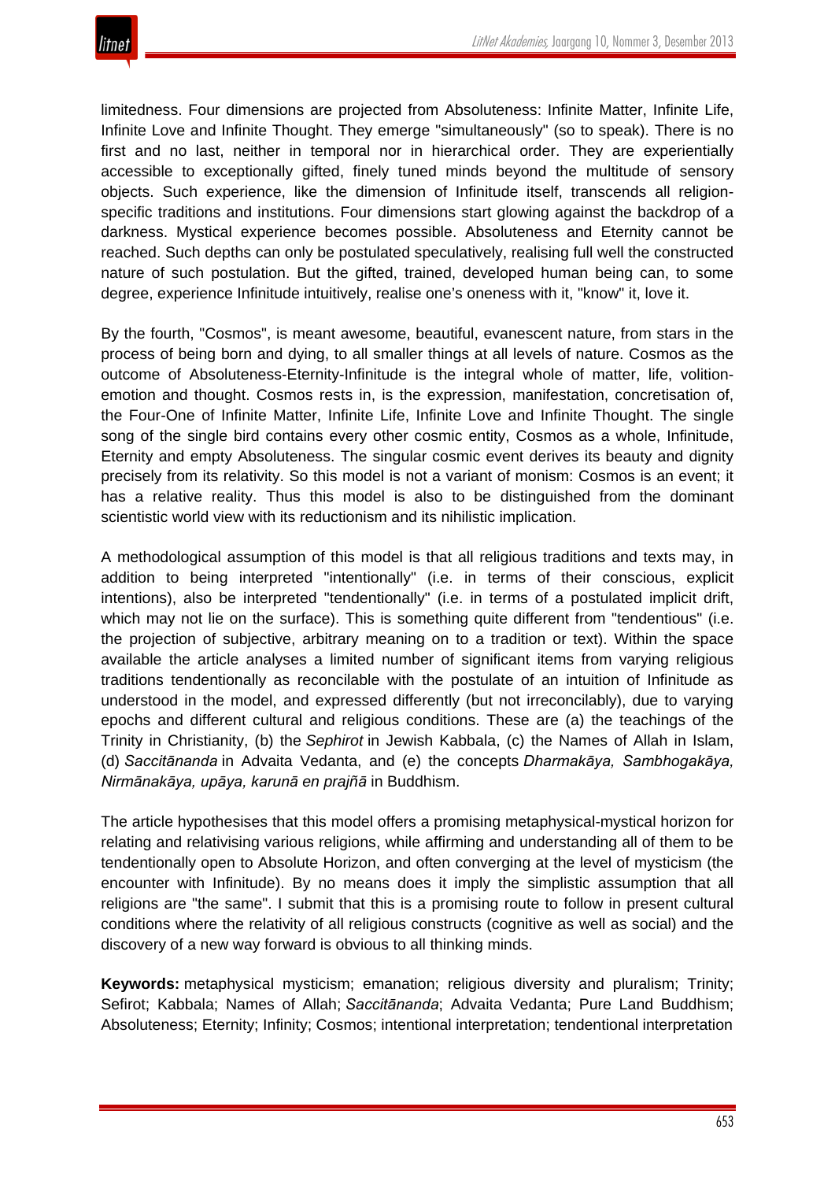limitedness. Four dimensions are projected from Absoluteness: Infinite Matter, Infinite Life, Infinite Love and Infinite Thought. They emerge "simultaneously" (so to speak). There is no first and no last, neither in temporal nor in hierarchical order. They are experientially accessible to exceptionally gifted, finely tuned minds beyond the multitude of sensory objects. Such experience, like the dimension of Infinitude itself, transcends all religion-specific traditions and institutions. Four dimensions start glowing against the backdrop of a darkness. Mystical experience becomes possible. Absoluteness and Eternity cannot be reached. Such depths can only be postulated speculatively, realising full well the constructed nature of such postulation. But the gifted, trained, developed human being can, to some degree, experience Infinitude intuitively, realise one's oneness with it, "know" it, love it.

By the fourth, "Cosmos", is meant awesome, beautiful, evanescent nature, from stars in the process of being born and dying, to all smaller things at all levels of nature. Cosmos as the outcome of Absoluteness-Eternity-Infinitude is the integral whole of matter, life, volition-emotion and thought. Cosmos rests in, is the expression, manifestation, concretisation of, the Four-One of Infinite Matter, Infinite Life, Infinite Love and Infinite Thought. The single song of the single bird contains every other cosmic entity, Cosmos as a whole, Infinitude, Eternity and empty Absoluteness. The singular cosmic event derives its beauty and dignity precisely from its relativity. So this model is not a variant of monism: Cosmos is an event; it has a relative reality. Thus this model is also to be distinguished from the dominant scientistic world view with its reductionism and its nihilistic implication.

A methodological assumption of this model is that all religious traditions and texts may, in addition to being interpreted "intentionally" (i.e. in terms of their conscious, explicit intentions), also be interpreted "tendentionally" (i.e. in terms of a postulated implicit drift, which may not lie on the surface). This is something quite different from "tendentious" (i.e. the projection of subjective, arbitrary meaning on to a tradition or text). Within the space available the article analyses a limited number of significant items from varying religious traditions tendentionally as reconcilable with the postulate of an intuition of Infinitude as understood in the model, and expressed differently (but not irreconcilably), due to varying epochs and different cultural and religious conditions. These are (a) the teachings of the Trinity in Christianity, (b) the *Sephirot* in Jewish Kabbala, (c) the Names of Allah in Islam, (d) *Saccitānanda* in Advaita Vedanta, and (e) the concepts *Dharmakāya, Sambhogakāya, Nirmānakāya, upāya, karunā en prajñā* in Buddhism.

The article hypothesises that this model offers a promising metaphysical-mystical horizon for relating and relativising various religions, while affirming and understanding all of them to be tendentionally open to Absolute Horizon, and often converging at the level of mysticism (the encounter with Infinitude). By no means does it imply the simplistic assumption that all religions are "the same". I submit that this is a promising route to follow in present cultural conditions where the relativity of all religious constructs (cognitive as well as social) and the discovery of a new way forward is obvious to all thinking minds.

**Keywords:** metaphysical mysticism; emanation; religious diversity and pluralism; Trinity; Sefirot; Kabbala; Names of Allah; *Saccitānanda*; Advaita Vedanta; Pure Land Buddhism; Absoluteness; Eternity; Infinity; Cosmos; intentional interpretation; tendentional interpretation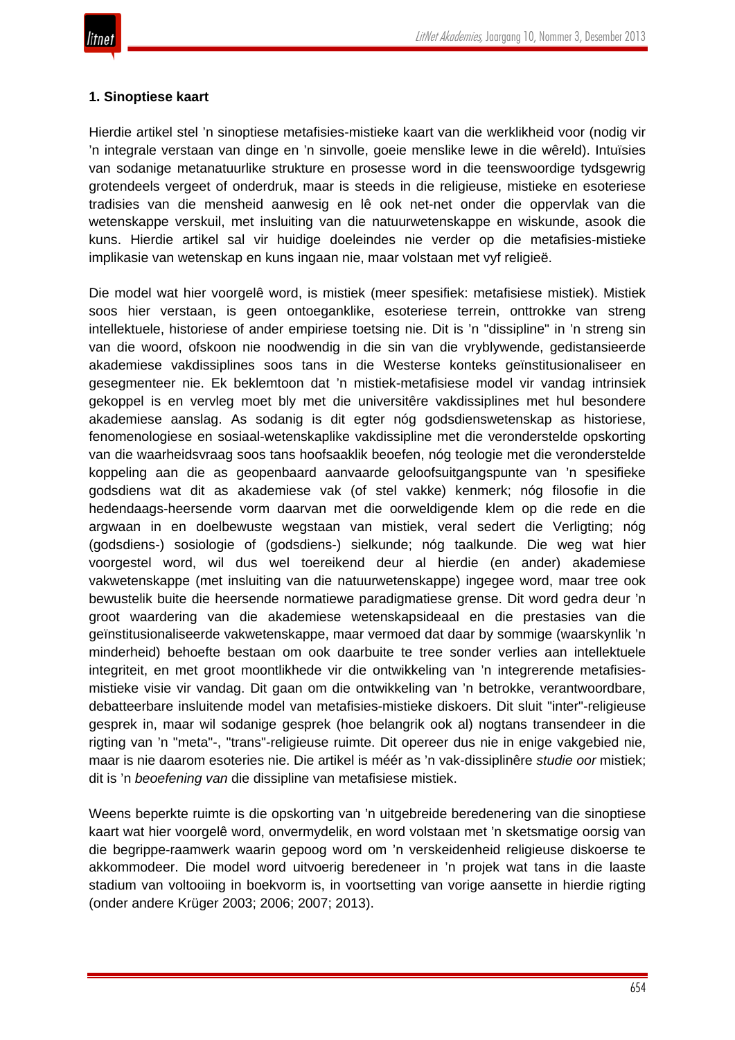### 1. Sinoptiese kaart

Hierdie artikel stel 'n sinoptiese metafisies-mistieke kaart van die werklikheid voor (nodig vir 'n integrale verstaan van dinge en 'n sinvolle, goeie menslike lewe in die wêreld). Intuïsies van sodanige metanatuurlike strukture en prosesse word in die teenswoordige tydsgewrig grotendeels vergeet of onderdruk, maar is steeds in die religieuse, mistieke en esoteriese tradisies van die mensheid aanwesig en lê ook net-net onder die oppervlak van die wetenskappe verskuil, met insluiting van die natuurwetenskappe en wiskunde, asook die kuns. Hierdie artikel sal vir huidige doeleindes nie verder op die metafisies-mistieke implikasie van wetenskap en kuns ingaan nie, maar volstaan met vyf religieë.

Die model wat hier voorgelê word, is mistiek (meer spesifiek: metafisiese mistiek). Mistiek soos hier verstaan, is geen ontoeganklike, esoteriese terrein, onttrokke van streng intellektuele, historiese of ander empiriese toetsing nie. Dit is 'n "dissipline" in 'n streng sin van die woord, ofskoon nie noodwendig in die sin van die vryblywende, gedistansieerde akademiese vakdissiplines soos tans in die Westerse konteks geïnstitusionaliseer en gesegmenteer nie. Ek beklemtoon dat 'n mistiek-metafisiese model vir vandag intrinsiek gekoppel is en vervleg moet bly met die universitêre vakdissiplines met hul besondere akademiese aanslag. As sodanig is dit egter nóg godsdienswetenskap as historiese, fenomenologiese en sosiaal-wetenskaplike vakdissipline met die veronderstelde opskorting van die waarheidsvraag soos tans hoofsaaklik beoefen, nóg teologie met die veronderstelde koppeling aan die as geopenbaard aanvaarde geloofsuitgangspunte van 'n spesifieke godsdiens wat dit as akademiese vak (of stel vakke) kenmerk; nóg filosofie in die hedendaags-heersende vorm daarvan met die oorweldigende klem op die rede en die argwaan in en doelbewuste wegstaan van mistiek, veral sedert die Verligting; nóg (godsdiens-) sosiologie of (godsdiens-) sielkunde; nóg taalkunde. Die weg wat hier voorgestel word, wil dus wel toereikend deur al hierdie (en ander) akademiese vakwetenskappe (met insluiting van die natuurwetenskappe) ingegee word, maar tree ook bewustelik buite die heersende normatiewe paradigmatiese grense. Dit word gedra deur 'n groot waardering van die akademiese wetenskapsideaal en die prestasies van die geïnstitusionaliseerde vakwetenskappe, maar vermoed dat daar by sommige (waarskynlik 'n minderheid) behoefte bestaan om ook daarbuite te tree sonder verlies aan intellektuele integriteit, en met groot moontlikhede vir die ontwikkeling van 'n integrerende metafisies-mistieke visie vir vandag. Dit gaan om die ontwikkeling van 'n betrokke, verantwoordbare, debatteerbare insluitende model van metafisies-mistieke diskoers. Dit sluit "inter"-religieuse gesprek in, maar wil sodanige gesprek (hoe belangrik ook al) nogtans transendeer in die rigting van 'n "meta"-, "trans"-religieuse ruimte. Dit opereer dus nie in enige vakgebied nie, maar is nie daarom esoteries nie. Die artikel is méér as 'n vak-dissiplinêre *studie oor* mistiek; dit is 'n *beoefening van* die dissipline van metafisiese mistiek.

Weens beperkte ruimte is die opskorting van 'n uitgebreide beredenering van die sinoptiese kaart wat hier voorgelê word, onvermydelik, en word volstaan met 'n sketsmatige oorsig van die begrippe-raamwerk waarin gepoog word om 'n verskeidenheid religieuse diskoerse te akkommodeer. Die model word uitvoerig beredeneer in 'n projek wat tans in die laaste stadium van voltooiing in boekvorm is, in voortsetting van vorige aansette in hierdie rigting (onder andere Krüger 2003; 2006; 2007; 2013).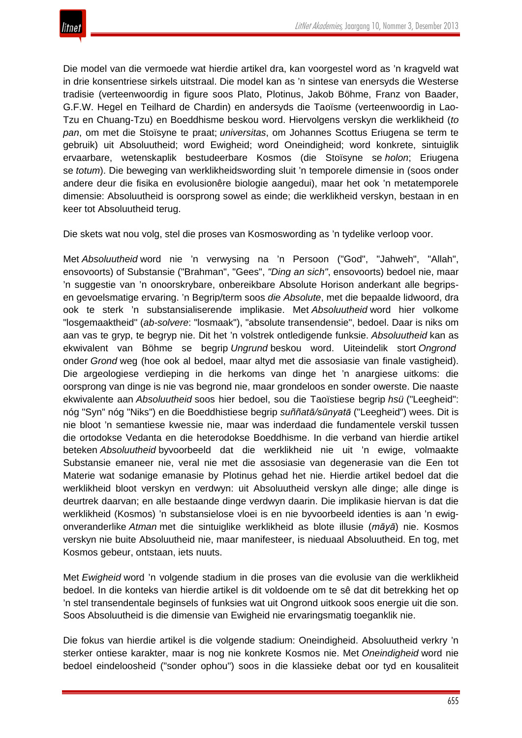Die model van die vermoede wat hierdie artikel dra, kan voorgestel word as ’n kragveld wat in drie konsentriese sirkels uitstraal. Die model kan as ’n sintese van enersyds die Westerse tradisie (verteenwoordig in figure soos Plato, Plotinus, Jakob Böhme, Franz von Baader, G.F.W. Hegel en Teilhard de Chardin) en andersyds die Taoïsme (verteenwoordig in Lao-Tzu en Chuang-Tzu) en Boeddhisme beskou word. Hiervolgens verskyn die werklikheid (*to pan*, om met die Stoïsyne te praat; *universitas*, om Johannes Scottus Eriugena se term te gebruik) uit Absoluutheid; word Ewigheid; word Oneindigheid; word konkrete, sintuiglik ervaarbare, wetenskaplik bestudeerbare Kosmos (die Stoïsyne se *holon*; Eriugena se *totum*). Die beweging van werklikheidswording sluit ’n temporele dimensie in (soos onder andere deur die fisika en evolusionêre biologie aangedui), maar het ook ’n metatemporele dimensie: Absoluutheid is oorsprong sowel as einde; die werklikheid verskyn, bestaan in en keer tot Absoluutheid terug.

Die skets wat nou volg, stel die proses van Kosmoswording as ’n tydelike verloop voor.

Met *Absoluutheid* word nie ’n verwysing na ’n Persoon ("God", "Jahweh", "Allah", ensovoorts) of Substansie ("Brahman", "Gees", *"Ding an sich"*, ensovoorts) bedoel nie, maar ’n suggestie van ’n onoorskrybare, onbereikbare Absolute Horison anderkant alle begrips- en gevoelsmatige ervaring. ’n Begrip/term soos *die Absolute*, met die bepaalde lidwoord, dra ook te sterk ’n substansialiserende implikasie. Met *Absoluutheid* word hier volkome "losgemaaktheid" (*ab-solvere*: "losmaak"), "absolute transendensie", bedoel. Daar is niks om aan vas te gryp, te begryp nie. Dit het ’n volstrek ontledigende funksie. *Absoluutheid* kan as ekwivalent van Böhme se begrip *Ungrund* beskou word. Uiteindelik stort *Ongrond* onder *Grond* weg (hoe ook al bedoel, maar altyd met die assosiasie van finale vastigheid). Die argeologiese verdieping in die herkoms van dinge het ’n anargiese uitkoms: die oorsprong van dinge is nie vas begrond nie, maar grondeloos en sonder owerste. Die naaste ekwivalente aan *Absoluutheid* soos hier bedoel, sou die Taoïstiese begrip *hsü* ("Leegheid": nóg "Syn" nóg "Niks") en die Boeddhistiese begrip *suññatā/sūnyatā* ("Leegheid") wees. Dit is nie bloot ’n semantiese kwessie nie, maar was inderdaad die fundamentele verskil tussen die ortodokse Vedanta en die heterodokse Boeddhisme. In die verband van hierdie artikel beteken *Absoluutheid* byvoorbeeld dat die werklikheid nie uit ’n ewige, volmaakte Substansie emaneer nie, veral nie met die assosiasie van degenerasie van die Een tot Materie wat sodanige emanasie by Plotinus gehad het nie. Hierdie artikel bedoel dat die werklikheid bloot verskyn en verdwyn: uit Absoluutheid verskyn alle dinge; alle dinge is deurtrek daarvan; en alle bestaande dinge verdwyn daarin. Die implikasie hiervan is dat die werklikheid (Kosmos) ’n substansielose vloei is en nie byvoorbeeld identies is aan ’n ewig-onveranderlike *Atman* met die sintuiglike werklikheid as blote illusie (*māyā*) nie. Kosmos verskyn nie buite Absoluutheid nie, maar manifesteer, is nieduaal Absoluutheid. En tog, met Kosmos gebeur, ontstaan, iets nuuts.

Met *Ewigheid* word ’n volgende stadium in die proses van die evolusie van die werklikheid bedoel. In die konteks van hierdie artikel is dit voldoende om te sê dat dit betrekking het op ’n stel transendentale beginsels of funksies wat uit Ongrond uitkook soos energie uit die son. Soos Absoluutheid is die dimensie van Ewigheid nie ervaringsmatig toeganklik nie.

Die fokus van hierdie artikel is die volgende stadium: Oneindigheid. Absoluutheid verkry ’n sterker ontiese karakter, maar is nog nie konkrete Kosmos nie. Met *Oneindigheid* word nie bedoel eindeloosheid ("sonder ophou") soos in die klassieke debat oor tyd en kousaliteit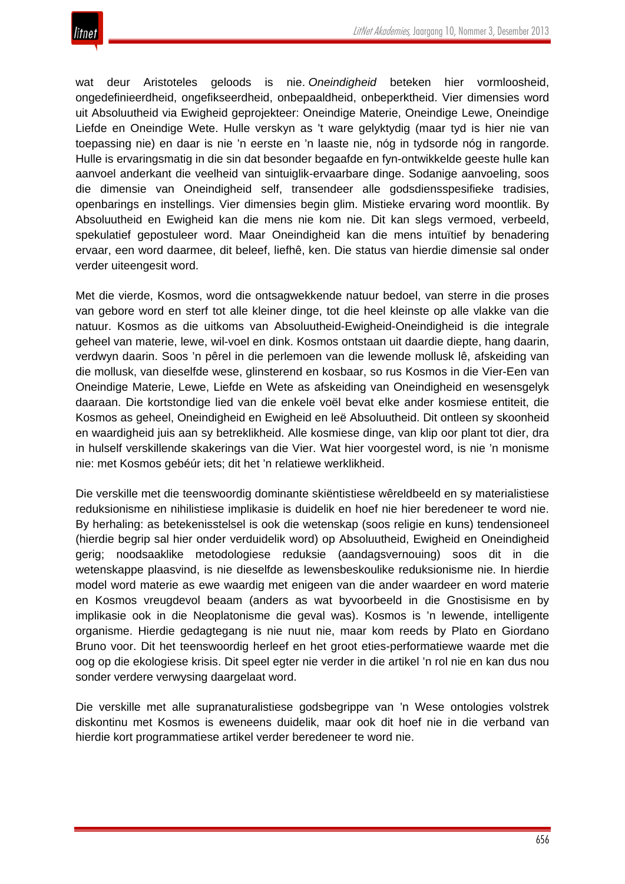wat deur Aristoteles geloods is nie. *Oneindigheid* beteken hier vormloosheid, ongedefinieerdheid, ongefikseerdheid, onbepaaldheid, onbeperktheid. Vier dimensies word uit Absoluutheid via Ewigheid geprojekteer: Oneindige Materie, Oneindige Lewe, Oneindige Liefde en Oneindige Wete. Hulle verskyn as 't ware gelyktydig (maar tyd is hier nie van toepassing nie) en daar is nie 'n eerste en 'n laaste nie, nóg in tydsorde nóg in rangorde. Hulle is ervaringsmatig in die sin dat besonder begaafde en fyn-ontwikkelde geeste hulle kan aanvoel anderkant die veelheid van sintuiglik-ervaarbare dinge. Sodanige aanvoeling, soos die dimensie van Oneindigheid self, transendeer alle godsdiensspesifieke tradisies, openbarings en instellings. Vier dimensies begin glim. Mistieke ervaring word moontlik. By Absoluutheid en Ewigheid kan die mens nie kom nie. Dit kan slegs vermoed, verbeeld, spekulatief gepostuleer word. Maar Oneindigheid kan die mens intuïtief by benadering ervaar, een word daarmee, dit beleef, liefhê, ken. Die status van hierdie dimensie sal onder verder uiteengesit word.

Met die vierde, Kosmos, word die ontsagwekkende natuur bedoel, van sterre in die proses van gebore word en sterf tot alle kleiner dinge, tot die heel kleinste op alle vlakke van die natuur. Kosmos as die uitkoms van Absoluutheid-Ewigheid-Oneindigheid is die integrale geheel van materie, lewe, wil-voel en dink. Kosmos ontstaan uit daardie diepte, hang daarin, verdwyn daarin. Soos 'n pêrel in die perlemoen van die lewende mollusk lê, afskeiding van die mollusk, van dieselfde wese, glinsterend en kosbaar, so rus Kosmos in die Vier-Een van Oneindige Materie, Lewe, Liefde en Wete as afskeiding van Oneindigheid en wesensgelyk daaraan. Die kortstondige lied van die enkele voël bevat elke ander kosmiese entiteit, die Kosmos as geheel, Oneindigheid en Ewigheid en leë Absoluutheid. Dit ontleen sy skoonheid en waardigheid juis aan sy betreklikheid. Alle kosmiese dinge, van klip oor plant tot dier, dra in hulself verskillende skakerings van die Vier. Wat hier voorgestel word, is nie 'n monisme nie: met Kosmos gebéúr iets; dit het 'n relatiewe werklikheid.

Die verskille met die teenswoordig dominante skiëntistiese wêreldbeeld en sy materialistiese reduksionisme en nihilistiese implikasie is duidelik en hoef nie hier beredeneer te word nie. By herhaling: as betekenisstelsel is ook die wetenskap (soos religie en kuns) tendensioneel (hierdie begrip sal hier onder verduidelik word) op Absoluutheid, Ewigheid en Oneindigheid gerig; noodsaaklike metodologiese reduksie (aandagsvernouing) soos dit in die wetenskappe plaasvind, is nie dieselfde as lewensbeskoulike reduksionisme nie. In hierdie model word materie as ewe waardig met enigeen van die ander waardeer en word materie en Kosmos vreugdevol beaam (anders as wat byvoorbeeld in die Gnostisisme en by implikasie ook in die Neoplatonisme die geval was). Kosmos is 'n lewende, intelligente organisme. Hierdie gedagtegang is nie nuut nie, maar kom reeds by Plato en Giordano Bruno voor. Dit het teenswoordig herleef en het groot eties-performatiewe waarde met die oog op die ekologiese krisis. Dit speel egter nie verder in die artikel 'n rol nie en kan dus nou sonder verdere verwysing daargelaat word.

Die verskille met alle supranaturalistiese godsbegrippe van 'n Wese ontologies volstrek diskontinu met Kosmos is eweneens duidelik, maar ook dit hoef nie in die verband van hierdie kort programmatiese artikel verder beredeneer te word nie.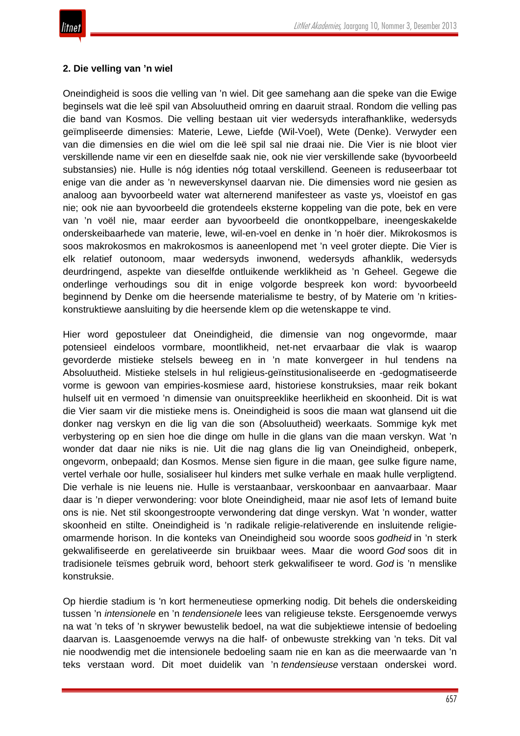### 2. Die velling van 'n wiel

Oneindigheid is soos die velling van 'n wiel. Dit gee samehang aan die speke van die Ewige beginsels wat die leë spil van Absoluutheid omring en daaruit straal. Rondom die velling pas die band van Kosmos. Die velling bestaan uit vier wedersyds interafhanklike, wedersyds geïmpliseerde dimensies: Materie, Lewe, Liefde (Wil-Voel), Wete (Denke). Verwyder een van die dimensies en die wiel om die leë spil sal nie draai nie. Die Vier is nie bloot vier verskillende name vir een en dieselfde saak nie, ook nie vier verskillende sake (byvoorbeeld substansies) nie. Hulle is nóg identies nóg totaal verskillend. Geeneen is reduseerbaar tot enige van die ander as 'n neweverskynsel daarvan nie. Die dimensies word nie gesien as analoog aan byvoorbeeld water wat alternerend manifesteer as vaste ys, vloeistof en gas nie; ook nie aan byvoorbeeld die grotendeels eksterne koppeling van die pote, bek en vere van 'n voël nie, maar eerder aan byvoorbeeld die onontkoppelbare, ineengeskakelde onderskeibaarhede van materie, lewe, wil-en-voel en denke in 'n hoër dier. Mikrokosmos is soos makrokosmos en makrokosmos is aaneenlopend met 'n veel groter diepte. Die Vier is elk relatief outonoom, maar wedersyds inwonend, wedersyds afhanklik, wedersyds deurdringend, aspekte van dieselfde ontluikende werklikheid as 'n Geheel. Gegewe die onderlinge verhoudings sou dit in enige volgorde bespreek kon word: byvoorbeeld beginnend by Denke om die heersende materialisme te bestry, of by Materie om 'n krities-konstruktiewe aansluiting by die heersende klem op die wetenskappe te vind.

Hier word gepostuleer dat Oneindigheid, die dimensie van nog ongevormde, maar potensieel eindeloos vormbare, moontlikheid, net-net ervaarbaar die vlak is waarop gevorderde mistieke stelsels beweeg en in 'n mate konvergeer in hul tendens na Absoluutheid. Mistieke stelsels in hul religieus-geïnstitusionaliseerde en -gedogmatiseerde vorme is gewoon van empiries-kosmiese aard, historiese konstruksies, maar reik bokant hulself uit en vermoed 'n dimensie van onuitspreeklike heerlikheid en skoonheid. Dit is wat die Vier saam vir die mistieke mens is. Oneindigheid is soos die maan wat glansend uit die donker nag verskyn en die lig van die son (Absoluutheid) weerkaats. Sommige kyk met verbystering op en sien hoe die dinge om hulle in die glans van die maan verskyn. Wat 'n wonder dat daar nie niks is nie. Uit die nag glans die lig van Oneindigheid, onbeperk, ongevorm, onbepaald; dan Kosmos. Mense sien figure in die maan, gee sulke figure name, vertel verhale oor hulle, sosialiseer hul kinders met sulke verhale en maak hulle verpligtend. Die verhale is nie leuens nie. Hulle is verstaanbaar, verskoonbaar en aanvaarbaar. Maar daar is 'n dieper verwondering: voor blote Oneindigheid, maar nie asof Iets of Iemand buite ons is nie. Net stil skoongestroopte verwondering dat dinge verskyn. Wat 'n wonder, watter skoonheid en stilte. Oneindigheid is 'n radikale religie-relativerende en insluitende religie-omarmende horison. In die konteks van Oneindigheid sou woorde soos *godheid* in 'n sterk gekwalifiseerde en gerelativeerde sin bruikbaar wees. Maar die woord *God* soos dit in tradisionele teïsmes gebruik word, behoort sterk gekwalifiseer te word. *God* is 'n menslike konstruksie.

Op hierdie stadium is 'n kort hermeneutiese opmerking nodig. Dit behels die onderskeiding tussen 'n *intensionele* en 'n *tendensionele* lees van religieuse tekste. Eersgenoemde verwys na wat 'n teks of 'n skrywer bewustelik bedoel, na wat die subjektiewe intensie of bedoeling daarvan is. Laasgenoemde verwys na die half- of onbewuste strekking van 'n teks. Dit val nie noodwendig met die intensionele bedoeling saam nie en kan as die meerwaarde van 'n teks verstaan word. Dit moet duidelik van 'n *tendensieuse* verstaan onderskei word.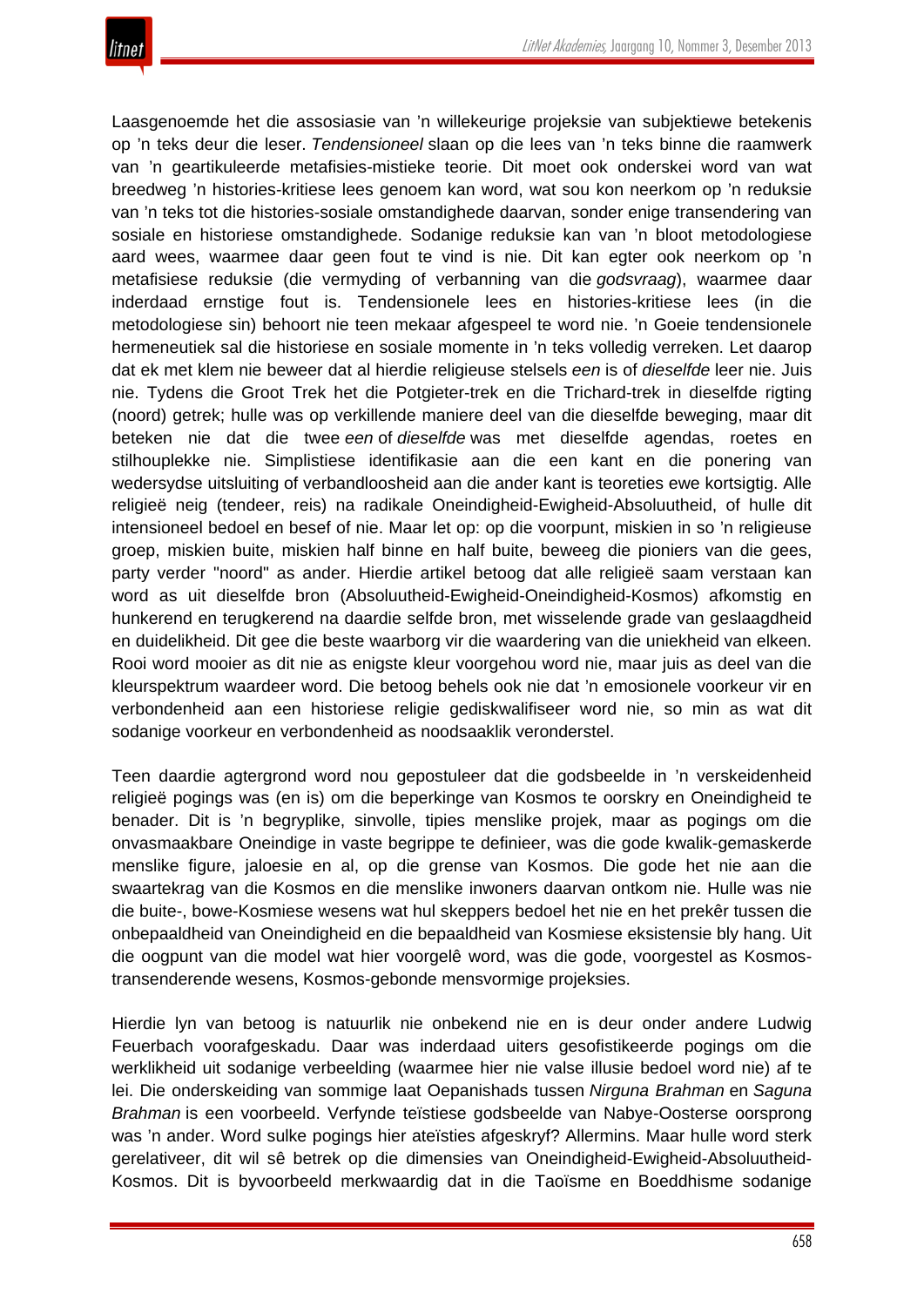Laasgenoemde het die assosiasie van 'n willekeurige projeksie van subjektiewe betekenis op 'n teks deur die leser. *Tendensioneel* slaan op die lees van 'n teks binne die raamwerk van 'n geartikuleerde metafisies-mistieke teorie. Dit moet ook onderskei word van wat breedweg 'n histories-kritiese lees genoem kan word, wat sou kon neerkom op 'n reduksie van 'n teks tot die histories-sosiale omstandighede daarvan, sonder enige transendering van sosiale en historiese omstandighede. Sodanige reduksie kan van 'n bloot metodologiese aard wees, waarmee daar geen fout te vind is nie. Dit kan egter ook neerkom op 'n metafisiese reduksie (die vermyding of verbanning van die *godsvraag*), waarmee daar inderdaad ernstige fout is. Tendensionele lees en histories-kritiese lees (in die metodologiese sin) behoort nie teen mekaar afgespeel te word nie. 'n Goeie tendensionele hermeneutiek sal die historiese en sosiale momente in 'n teks volledig verreken. Let daarop dat ek met klem nie beweer dat al hierdie religieuse stelsels *een* is of *dieselfde* leer nie. Juis nie. Tydens die Groot Trek het die Potgieter-trek en die Trichard-trek in dieselfde rigting (noord) getrek; hulle was op verkillende maniere deel van die dieselfde beweging, maar dit beteken nie dat die twee *een* of *dieselfde* was met dieselfde agendas, roetes en stilhouplekke nie. Simplistiese identifikasie aan die een kant en die ponering van wedersydse uitsluiting of verbandloosheid aan die ander kant is teoreties ewe kortsigtig. Alle religieë neig (tendeer, reis) na radikale Oneindigheid-Ewigheid-Absoluutheid, of hulle dit intensioneel bedoel en besef of nie. Maar let op: op die voorpunt, miskien in so 'n religieuse groep, miskien buite, miskien half binne en half buite, beweeg die pioniers van die gees, party verder "noord" as ander. Hierdie artikel betoog dat alle religieë saam verstaan kan word as uit dieselfde bron (Absoluutheid-Ewigheid-Oneindigheid-Kosmos) afkomstig en hunkerend en terugkerend na daardie selfde bron, met wisselende grade van geslaagdheid en duidelikheid. Dit gee die beste waarborg vir die waardering van die uniekheid van elkeen. Rooi word mooier as dit nie as enigste kleur voorgehou word nie, maar juis as deel van die kleurspektrum waardeer word. Die betoog behels ook nie dat 'n emosionele voorkeur vir en verbondenheid aan een historiese religie gediskwalifiseer word nie, so min as wat dit sodanige voorkeur en verbondenheid as noodsaaklik veronderstel.

Teen daardie agtergrond word nou gepostuleer dat die godsbeelde in 'n verskeidenheid religieë pogings was (en is) om die beperkinge van Kosmos te oorskry en Oneindigheid te benader. Dit is 'n begryplike, sinvolle, tipies menslike projek, maar as pogings om die onvasmaakbare Oneindige in vaste begrippe te definieer, was die gode kwalik-gemaskerde menslike figure, jaloesie en al, op die grense van Kosmos. Die gode het nie aan die swaartekrag van die Kosmos en die menslike inwoners daarvan ontkom nie. Hulle was nie die buite-, bowe-Kosmiese wesens wat hul skeppers bedoel het nie en het prekêr tussen die onbepaaldheid van Oneindigheid en die bepaaldheid van Kosmiese eksistensie bly hang. Uit die oogpunt van die model wat hier voorgelê word, was die gode, voorgestel as Kosmos-transenderende wesens, Kosmos-gebonde mensvormige projeksies.

Hierdie lyn van betoog is natuurlik nie onbekend nie en is deur onder andere Ludwig Feuerbach voorafgeskadu. Daar was inderdaad uiters gesofistikeerde pogings om die werklikheid uit sodanige verbeelding (waarmee hier nie valse illusie bedoel word nie) af te lei. Die onderskeiding van sommige laat Oepanishads tussen *Nirguna Brahman* en *Saguna Brahman* is een voorbeeld. Verfynde teïstiese godsbeelde van Nabye-Oosterse oorsprong was 'n ander. Word sulke pogings hier ateïsties afgeskryf? Allermins. Maar hulle word sterk gerelativeer, dit wil sê betrek op die dimensies van Oneindigheid-Ewigheid-Absoluutheid-Kosmos. Dit is byvoorbeeld merkwaardig dat in die Taoïsme en Boeddhisme sodanige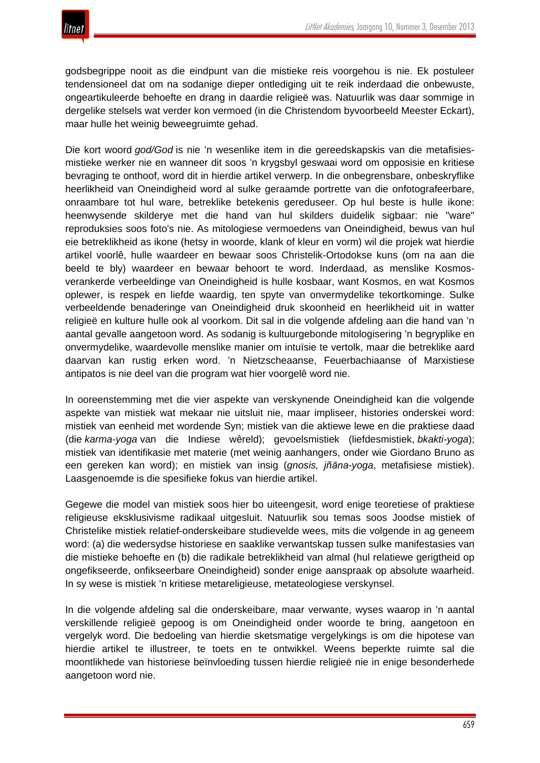godsbegrippe nooit as die eindpunt van die mistieke reis voorgehou is nie. Ek postuleer tendensioneel dat om na sodanige dieper ontlediging uit te reik inderdaad die onbewuste, ongeartikuleerde behoefte en drang in daardie religieë was. Natuurlik was daar sommige in dergelike stelsels wat verder kon vermoed (in die Christendom byvoorbeeld Meester Eckart), maar hulle het weinig beweegruimte gehad.

Die kort woord *god/God* is nie 'n wesenlike item in die gereedskapskis van die metafisies-mistieke werker nie en wanneer dit soos 'n krygsbyl geswaai word om opposisie en kritiese bevraging te onthoof, word dit in hierdie artikel verwerp. In die onbegrensbare, onbeskryflike heerlikheid van Oneindigheid word al sulke geraamde portrette van die onfotografeerbare, onraambare tot hul ware, betreklike betekenis gereduseer. Op hul beste is hulle ikone: heenwysende skilderye met die hand van hul skilders duidelik sigbaar: nie "ware" reproduksies soos foto's nie. As mitologiese vermoedens van Oneindigheid, bewus van hul eie betreklikheid as ikone (hetsy in woorde, klank of kleur en vorm) wil die projek wat hierdie artikel voorlê, hulle waardeer en bewaar soos Christelik-Ortodokse kuns (om na aan die beeld te bly) waardeer en bewaar behoort te word. Inderdaad, as menslike Kosmos-verankerde verbeeldinge van Oneindigheid is hulle kosbaar, want Kosmos, en wat Kosmos oplewer, is respek en liefde waardig, ten spyte van onvermydelike tekortkominge. Sulke verbeeldende benaderinge van Oneindigheid druk skoonheid en heerlikheid uit in watter religieë en kulture hulle ook al voorkom. Dit sal in die volgende afdeling aan die hand van 'n aantal gevalle aangetoon word. As sodanig is kultuurgebonde mitologisering 'n begryplike en onvermydelike, waardevolle menslike manier om intuïsie te vertolk, maar die betreklike aard daarvan kan rustig erken word. 'n Nietzscheaanse, Feuerbachiaanse of Marxistiese antipatos is nie deel van die program wat hier voorgelê word nie.

In ooreenstemming met die vier aspekte van verskynende Oneindigheid kan die volgende aspekte van mistiek wat mekaar nie uitsluit nie, maar impliseer, histories onderskei word: mistiek van eenheid met wordende Syn; mistiek van die aktiewe lewe en die praktiese daad (die *karma-yoga* van die Indiese wêreld); gevoelsmistiek (liefdesmistiek, *bkakti-yoga*); mistiek van identifikasie met materie (met weinig aanhangers, onder wie Giordano Bruno as een gereken kan word); en mistiek van insig (*gnosis, jñāna-yoga*, metafisiese mistiek). Laasgenoemde is die spesifieke fokus van hierdie artikel.

Gegewe die model van mistiek soos hier bo uiteengesit, word enige teoretiese of praktiese religieuse eksklusivisme radikaal uitgesluit. Natuurlik sou temas soos Joodse mistiek of Christelike mistiek relatief-onderskeibare studievelde wees, mits die volgende in ag geneem word: (a) die wedersydse historiese en saaklike verwantskap tussen sulke manifestasies van die mistieke behoefte en (b) die radikale betreklikheid van almal (hul relatiewe gerigtheid op ongefikseerde, onfikseerbare Oneindigheid) sonder enige aanspraak op absolute waarheid. In sy wese is mistiek 'n kritiese metareligieuse, metateologiese verskynsel.

In die volgende afdeling sal die onderskeibare, maar verwante, wyses waarop in 'n aantal verskillende religieë gepoog is om Oneindigheid onder woorde te bring, aangetoon en vergelyk word. Die bedoeling van hierdie sketsmatige vergelykings is om die hipotese van hierdie artikel te illustreer, te toets en te ontwikkel. Weens beperkte ruimte sal die moontlikhede van historiese beïnvloeding tussen hierdie religieë nie in enige besonderhede aangetoon word nie.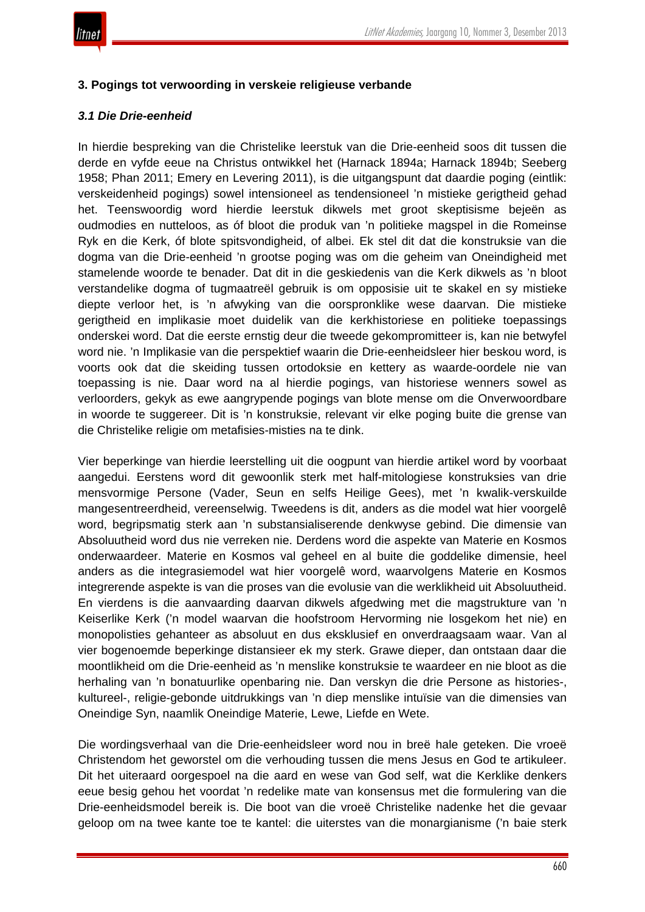### 3. Pogings tot verwoording in verskeie religieuse verbande

#### *3.1 Die Drie-eenheid*

In hierdie bespreking van die Christelike leerstuk van die Drie-eenheid soos dit tussen die derde en vyfde eeue na Christus ontwikkel het (Harnack 1894a; Harnack 1894b; Seeberg 1958; Phan 2011; Emery en Levering 2011), is die uitgangspunt dat daardie poging (eintlik: verskeidenheid pogings) sowel intensioneel as tendensioneel 'n mistieke gerigtheid gehad het. Teenswoordig word hierdie leerstuk dikwels met groot skeptisisme bejeën as oudmodies en nutteloos, as óf bloot die produk van 'n politieke magspel in die Romeinse Ryk en die Kerk, óf blote spitsvondigheid, of albei. Ek stel dit dat die konstruksie van die dogma van die Drie-eenheid 'n grootse poging was om die geheim van Oneindigheid met stamelende woorde te benader. Dat dit in die geskiedenis van die Kerk dikwels as 'n bloot verstandelike dogma of tugmaatreël gebruik is om opposisie uit te skakel en sy mistieke diepte verloor het, is 'n afwyking van die oorspronklike wese daarvan. Die mistieke gerigtheid en implikasie moet duidelik van die kerkhistoriese en politieke toepassings onderskei word. Dat die eerste ernstig deur die tweede gekompromitteer is, kan nie betwyfel word nie. 'n Implikasie van die perspektief waarin die Drie-eenheidsleer hier beskou word, is voorts ook dat die skeiding tussen ortodoksie en kettery as waarde-oordele nie van toepassing is nie. Daar word na al hierdie pogings, van historiese wenners sowel as verloorders, gekyk as ewe aangrypende pogings van blote mense om die Onverwoordbare in woorde te suggereer. Dit is 'n konstruksie, relevant vir elke poging buite die grense van die Christelike religie om metafisies-misties na te dink.

Vier beperkinge van hierdie leerstelling uit die oogpunt van hierdie artikel word by voorbaat aangedui. Eerstens word dit gewoonlik sterk met half-mitologiese konstruksies van drie mensvormige Persone (Vader, Seun en selfs Heilige Gees), met 'n kwalik-verskuilde mangesentreerdheid, vereenselwig. Tweedens is dit, anders as die model wat hier voorgelê word, begripsmatig sterk aan 'n substansialiserende denkwyse gebind. Die dimensie van Absoluutheid word dus nie verreken nie. Derdens word die aspekte van Materie en Kosmos onderwaardeer. Materie en Kosmos val geheel en al buite die goddelike dimensie, heel anders as die integrasiemodel wat hier voorgelê word, waarvolgens Materie en Kosmos integrerende aspekte is van die proses van die evolusie van die werklikheid uit Absoluutheid. En vierdens is die aanvaarding daarvan dikwels afgedwing met die magstrukture van 'n Keiserlike Kerk ('n model waarvan die hoofstroom Hervorming nie losgekom het nie) en monopolisties gehanteer as absoluut en dus eksklusief en onverdraagsaam waar. Van al vier bogenoemde beperkinge distansieer ek my sterk. Grawe dieper, dan ontstaan daar die moontlikheid om die Drie-eenheid as 'n menslike konstruksie te waardeer en nie bloot as die herhaling van 'n bonatuurlike openbaring nie. Dan verskyn die drie Persone as histories-, kultureel-, religie-gebonde uitdrukkings van 'n diep menslike intuïsie van die dimensies van Oneindige Syn, naamlik Oneindige Materie, Lewe, Liefde en Wete.

Die wordingsverhaal van die Drie-eenheidsleer word nou in breë hale geteken. Die vroeë Christendom het geworstel om die verhouding tussen die mens Jesus en God te artikuleer. Dit het uiteraard oorgespoel na die aard en wese van God self, wat die Kerklike denkers eeue besig gehou het voordat 'n redelike mate van konsensus met die formulering van die Drie-eenheidsmodel bereik is. Die boot van die vroeë Christelike nadenke het die gevaar geloop om na twee kante toe te kantel: die uiterstes van die monargianisme ('n baie sterk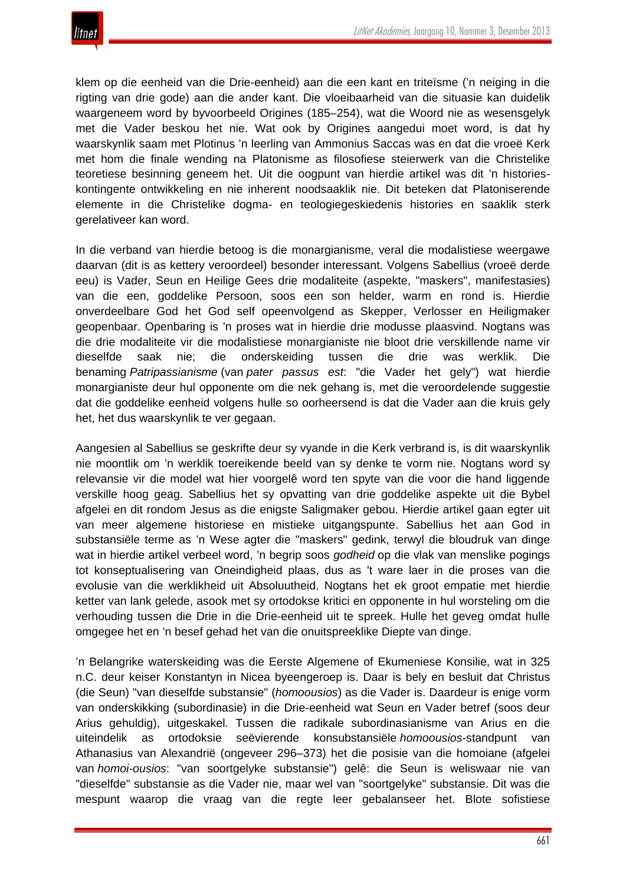klem op die eenheid van die Drie-eenheid) aan die een kant en triteïsme ('n neiging in die rigting van drie gode) aan die ander kant. Die vloeibaarheid van die situasie kan duidelik waargeneem word by byvoorbeeld Origines (185–254), wat die Woord nie as wesensgelyk met die Vader beskou het nie. Wat ook by Origines aangedui moet word, is dat hy waarskynlik saam met Plotinus 'n leerling van Ammonius Saccas was en dat die vroeë Kerk met hom die finale wending na Platonisme as filosofiese steierwerk van die Christelike teoretiese besinning geneem het. Uit die oogpunt van hierdie artikel was dit 'n histories-kontingente ontwikkeling en nie inherent noodsaaklik nie. Dit beteken dat Platoniserende elemente in die Christelike dogma- en teologiegeskiedenis histories en saaklik sterk gerelativeer kan word.

In die verband van hierdie betoog is die monargianisme, veral die modalistiese weergawe daarvan (dit is as kettery veroordeel) besonder interessant. Volgens Sabellius (vroeë derde eeu) is Vader, Seun en Heilige Gees drie modaliteite (aspekte, "maskers", manifestasies) van die een, goddelike Persoon, soos een son helder, warm en rond is. Hierdie onverdeelbare God het God self opeenvolgend as Skepper, Verlosser en Heiligmaker geopenbaar. Openbaring is 'n proses wat in hierdie drie modusse plaasvind. Nogtans was die drie modaliteite vir die modalistiese monargianiste nie bloot drie verskillende name vir dieselfde saak nie; die onderskeiding tussen die drie was werklik. Die benaming *Patripassianisme* (van *pater passus est*: "die Vader het gely") wat hierdie monargianiste deur hul opponente om die nek gehang is, met die veroordelende suggestie dat die goddelike eenheid volgens hulle so oorheersend is dat die Vader aan die kruis gely het, het dus waarskynlik te ver gegaan.

Aangesien al Sabellius se geskrifte deur sy vyande in die Kerk verbrand is, is dit waarskynlik nie moontlik om 'n werklik toereikende beeld van sy denke te vorm nie. Nogtans word sy relevansie vir die model wat hier voorgelê word ten spyte van die voor die hand liggende verskille hoog geag. Sabellius het sy opvatting van drie goddelike aspekte uit die Bybel afgelei en dit rondom Jesus as die enigste Saligmaker gebou. Hierdie artikel gaan egter uit van meer algemene historiese en mistieke uitgangspunte. Sabellius het aan God in substansiële terme as 'n Wese agter die "maskers" gedink, terwyl die bloudruk van dinge wat in hierdie artikel verbeel word, 'n begrip soos *godheid* op die vlak van menslike pogings tot konseptualisering van Oneindigheid plaas, dus as 't ware laer in die proses van die evolusie van die werklikheid uit Absoluutheid. Nogtans het ek groot empatie met hierdie ketter van lank gelede, asook met sy ortodokse kritici en opponente in hul worsteling om die verhouding tussen die Drie in die Drie-eenheid uit te spreek. Hulle het geveg omdat hulle omgegee het en 'n besef gehad het van die onuitspreeklike Diepte van dinge.

'n Belangrike waterskeiding was die Eerste Algemene of Ekumeniese Konsilie, wat in 325 n.C. deur keiser Konstantyn in Nicea byeengeroep is. Daar is bely en besluit dat Christus (die Seun) "van dieselfde substansie" (*homoousios*) as die Vader is. Daardeur is enige vorm van onderskikking (subordinasie) in die Drie-eenheid wat Seun en Vader betref (soos deur Arius gehuldig), uitgeskakel. Tussen die radikale subordinasianisme van Arius en die uiteindelik as ortodoksie seëvierende konsubstansiële *homoousios*-standpunt van Athanasius van Alexandrië (ongeveer 296–373) het die posisie van die homoiane (afgelei van *homoi-ousios*: "van soortgelyke substansie") gelê: die Seun is weliswaar nie van "dieselfde" substansie as die Vader nie, maar wel van "soortgelyke" substansie. Dit was die mespunt waarop die vraag van die regte leer gebalanseer het. Blote sofistiese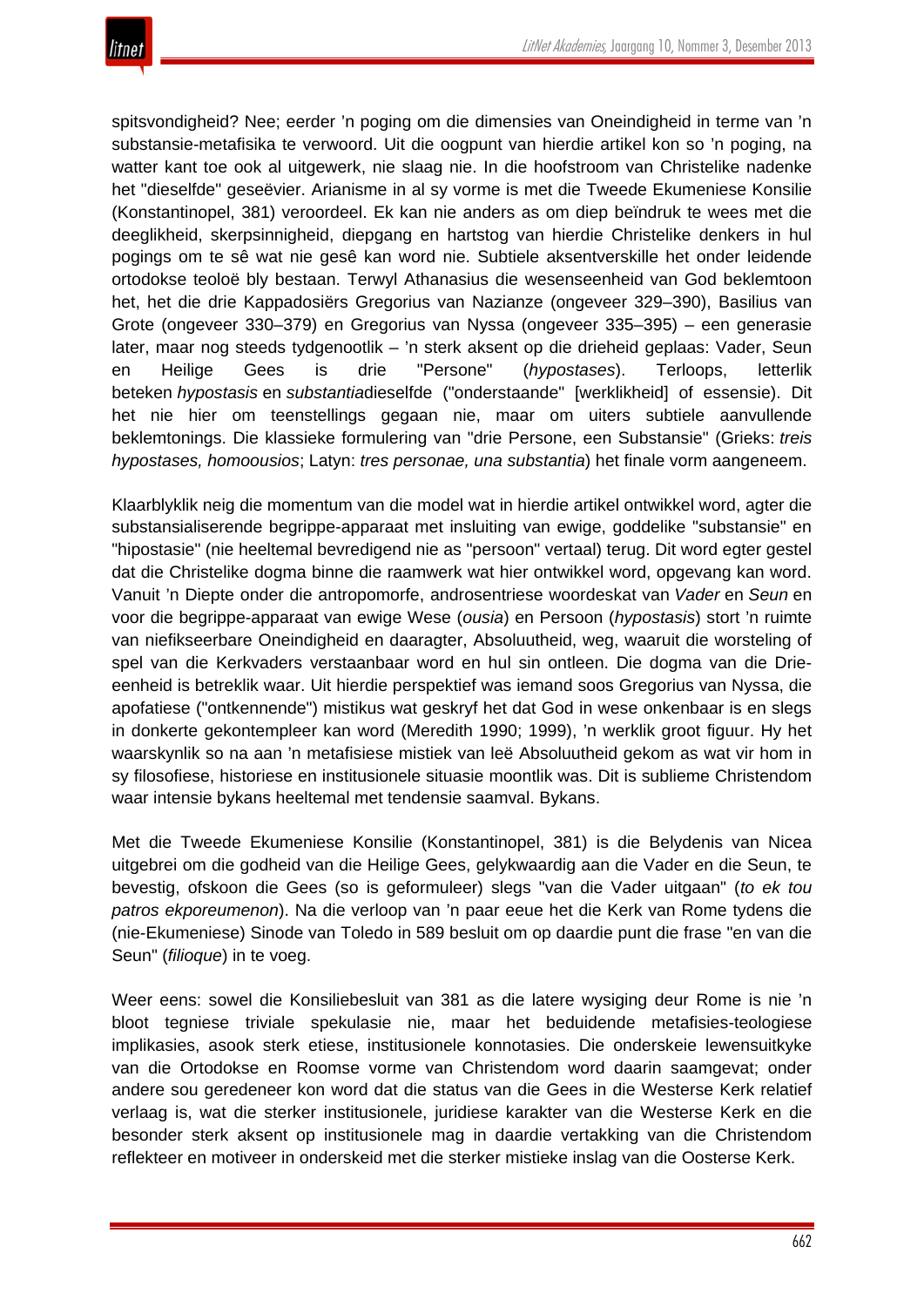spitsvondigheid? Nee; eerder ’n poging om die dimensies van Oneindigheid in terme van ’n substansie-metafisika te verwoord. Uit die oogpunt van hierdie artikel kon so ’n poging, na watter kant toe ook al uitgewerk, nie slaag nie. In die hoofstroom van Christelike nadenke het "dieselfde" geseëvier. Arianisme in al sy vorme is met die Tweede Ekumeniese Konsilie (Konstantinopel, 381) veroordeel. Ek kan nie anders as om diep beïndruk te wees met die deeglikheid, skerpsinnigheid, diepgang en hartstog van hierdie Christelike denkers in hul pogings om te sê wat nie gesê kan word nie. Subtiele aksentverskille het onder leidende ortodokse teoloë bly bestaan. Terwyl Athanasius die wesenseenheid van God beklemtoon het, het die drie Kappadosiërs Gregorius van Nazianze (ongeveer 329–390), Basilius van Grote (ongeveer 330–379) en Gregorius van Nyssa (ongeveer 335–395) – een generasie later, maar nog steeds tydgenootlik – ’n sterk aksent op die drieheid geplaas: Vader, Seun en Heilige Gees is drie "Persone" (*hypostases*). Terloops, letterlik beteken *hypostasis* en *substantia* dieselfde ("onderstaande" [werklikheid] of essensie). Dit het nie hier om teenstellings gegaan nie, maar om uiters subtiele aanvullende beklemtonings. Die klassieke formulering van "drie Persone, een Substansie" (Grieks: *treis hypostases, homoousios*; Latyn: *tres personae, una substantia*) het finale vorm aangeneem.

Klaarblyklik neig die momentum van die model wat in hierdie artikel ontwikkel word, agter die substansialiserende begrippe-apparaat met insluiting van ewige, goddelike "substansie" en "hipostasie" (nie heeltemal bevredigend nie as "persoon" vertaal) terug. Dit word egter gestel dat die Christelike dogma binne die raamwerk wat hier ontwikkel word, opgevang kan word. Vanuit ’n Diepte onder die antropomorfe, androsentriese woordeskat van *Vader* en *Seun* en voor die begrippe-apparaat van ewige Wese (*ousia*) en Persoon (*hypostasis*) stort ’n ruimte van niefikseerbare Oneindigheid en daaragter, Absoluutheid, weg, waaruit die worsteling of spel van die Kerkvaders verstaanbaar word en hul sin ontleen. Die dogma van die Drie-eenheid is betreklik waar. Uit hierdie perspektief was iemand soos Gregorius van Nyssa, die apofatiese ("ontkennende") mistikus wat geskryf het dat God in wese onkenbaar is en slegs in donkerte gekontempleer kan word (Meredith 1990; 1999), ’n werklik groot figuur. Hy het waarskynlik so na aan ’n metafisiese mistiek van leë Absoluutheid gekom as wat vir hom in sy filosofiese, historiese en institusionele situasie moontlik was. Dit is sublieme Christendom waar intensie bykans heeltemal met tendensie saamval. Bykans.

Met die Tweede Ekumeniese Konsilie (Konstantinopel, 381) is die Belydenis van Nicea uitgebrei om die godheid van die Heilige Gees, gelykwaardig aan die Vader en die Seun, te bevestig, ofskoon die Gees (so is geformuleer) slegs "van die Vader uitgaan" (*to ek tou patros ekporeumenon*). Na die verloop van ’n paar eeue het die Kerk van Rome tydens die (nie-Ekumeniese) Sinode van Toledo in 589 besluit om op daardie punt die frase "en van die Seun" (*filioque*) in te voeg.

Weer eens: sowel die Konsiliebesluit van 381 as die latere wysiging deur Rome is nie ’n bloot tegniese triviale spekulasie nie, maar het beduidende metafisies-teologiese implikasies, asook sterk etiese, institusionele konnotasies. Die onderskeie lewensuitkyke van die Ortodokse en Roomse vorme van Christendom word daarin saamgevat; onder andere sou geredeneer kon word dat die status van die Gees in die Westerse Kerk relatief verlaag is, wat die sterker institusionele, juridiese karakter van die Westerse Kerk en die besonder sterk aksent op institusionele mag in daardie vertakking van die Christendom reflekteer en motiveer in onderskeid met die sterker mistieke inslag van die Oosterse Kerk.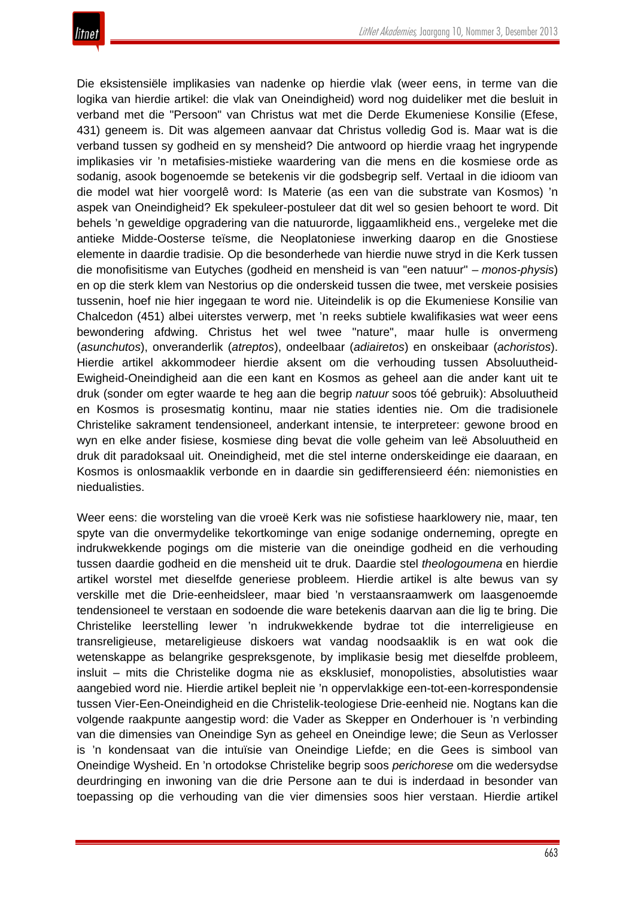Die eksistensiële implikasies van nadenke op hierdie vlak (weer eens, in terme van die logika van hierdie artikel: die vlak van Oneindigheid) word nog duideliker met die besluit in verband met die "Persoon" van Christus wat met die Derde Ekumeniese Konsilie (Efese, 431) geneem is. Dit was algemeen aanvaar dat Christus volledig God is. Maar wat is die verband tussen sy godheid en sy mensheid? Die antwoord op hierdie vraag het ingrypende implikasies vir 'n metafisies-mistieke waardering van die mens en die kosmiese orde as sodanig, asook bogenoemde se betekenis vir die godsbegrip self. Vertaal in die idioom van die model wat hier voorgelê word: Is Materie (as een van die substrate van Kosmos) 'n aspek van Oneindigheid? Ek spekuleer-postuleer dat dit wel so gesien behoort te word. Dit behels 'n geweldige opgradering van die natuurorde, liggaamlikheid ens., vergeleke met die antieke Midde-Oosterse teïsme, die Neoplatoniese inwerking daarop en die Gnostiese elemente in daardie tradisie. Op die besonderhede van hierdie nuwe stryd in die Kerk tussen die monofisitisme van Eutyches (godheid en mensheid is van "een natuur" – *monos-physis*) en op die sterk klem van Nestorius op die onderskeid tussen die twee, met verskeie posisies tussenin, hoef nie hier ingegaan te word nie. Uiteindelik is op die Ekumeniese Konsilie van Chalcedon (451) albei uiterstes verwerp, met 'n reeks subtiele kwalifikasies wat weer eens bewondering afdwing. Christus het wel twee "nature", maar hulle is onvermeng (*asunchutos*), onveranderlik (*atreptos*), ondeelbaar (*adiairetos*) en onskeibaar (*achoristos*). Hierdie artikel akkommodeer hierdie aksent om die verhouding tussen Absoluutheid-Ewigheid-Oneindigheid aan die een kant en Kosmos as geheel aan die ander kant uit te druk (sonder om egter waarde te heg aan die begrip *natuur* soos tóé gebruik): Absoluutheid en Kosmos is prosesmatig kontinu, maar nie staties identies nie. Om die tradisionele Christelike sakrament tendensioneel, anderkant intensie, te interpreteer: gewone brood en wyn en elke ander fisiese, kosmiese ding bevat die volle geheim van leë Absoluutheid en druk dit paradoksaal uit. Oneindigheid, met die stel interne onderskeidinge eie daaraan, en Kosmos is onlosmaaklik verbonde en in daardie sin gedifferensieerd één: niemonisties en niedualisties.

Weer eens: die worsteling van die vroeë Kerk was nie sofistiese haarklowery nie, maar, ten spyte van die onvermydelike tekortkominge van enige sodanige onderneming, opregte en indrukwekkende pogings om die misterie van die oneindige godheid en die verhouding tussen daardie godheid en die mensheid uit te druk. Daardie stel *theologoumena* en hierdie artikel worstel met dieselfde generiese probleem. Hierdie artikel is alte bewus van sy verskille met die Drie-eenheidsleer, maar bied 'n verstaansraamwerk om laasgenoemde tendensioneel te verstaan en sodoende die ware betekenis daarvan aan die lig te bring. Die Christelike leerstelling lewer 'n indrukwekkende bydrae tot die interreligieuse en transreligieuse, metareligieuse diskoers wat vandag noodsaaklik is en wat ook die wetenskappe as belangrike gespreksgenote, by implikasie besig met dieselfde probleem, insluit – mits die Christelike dogma nie as eksklusief, monopolisties, absolutisties waar aangebied word nie. Hierdie artikel bepleit nie 'n oppervlakkige een-tot-een-korrespondensie tussen Vier-Een-Oneindigheid en die Christelik-teologiese Drie-eenheid nie. Nogtans kan die volgende raakpunte aangestip word: die Vader as Skepper en Onderhouer is 'n verbinding van die dimensies van Oneindige Syn as geheel en Oneindige lewe; die Seun as Verlosser is 'n kondensaat van die intuïsie van Oneindige Liefde; en die Gees is simbool van Oneindige Wysheid. En 'n ortodokse Christelike begrip soos *perichorese* om die wedersydse deurdringing en inwoning van die drie Persone aan te dui is inderdaad in besonder van toepassing op die verhouding van die vier dimensies soos hier verstaan. Hierdie artikel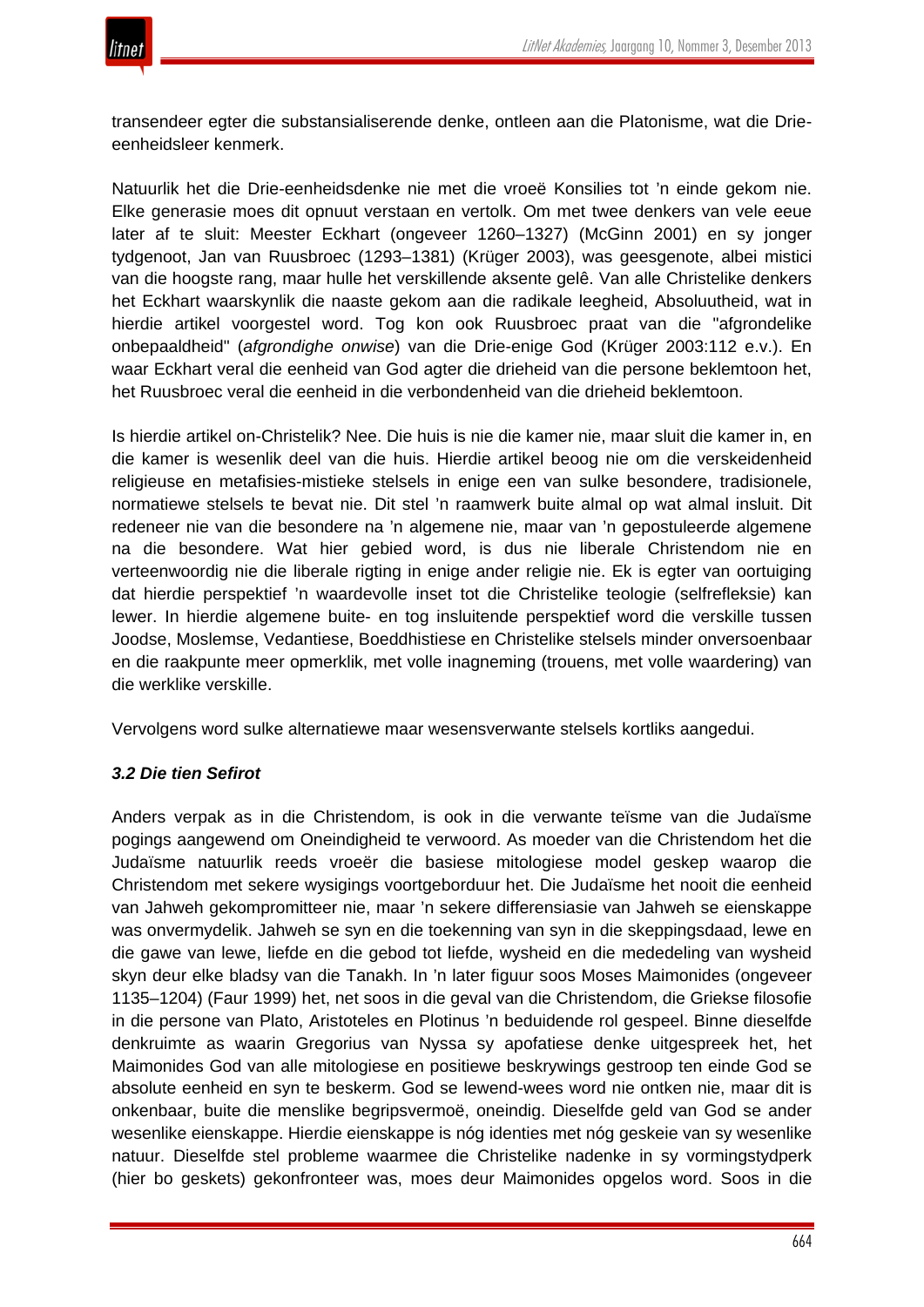transendeer egter die substansialiserende denke, ontleen aan die Platonisme, wat die Drie-eenheidsleer kenmerk.

Natuurlik het die Drie-eenheidsdenke nie met die vroeë Konsilies tot 'n einde gekom nie. Elke generasie moes dit opnuut verstaan en vertolk. Om met twee denkers van vele eeue later af te sluit: Meester Eckhart (ongeveer 1260–1327) (McGinn 2001) en sy jonger tydgenoot, Jan van Ruusbroec (1293–1381) (Krüger 2003), was geesgenote, albei mistici van die hoogste rang, maar hulle het verskillende aksente gelê. Van alle Christelike denkers het Eckhart waarskynlik die naaste gekom aan die radikale leegheid, Absoluutheid, wat in hierdie artikel voorgestel word. Tog kon ook Ruusbroec praat van die "afgrondelike onbepaaldheid" (*afgrondighe onwise*) van die Drie-enige God (Krüger 2003:112 e.v.). En waar Eckhart veral die eenheid van God agter die drieheid van die persone beklemtoon het, het Ruusbroec veral die eenheid in die verbondenheid van die drieheid beklemtoon.

Is hierdie artikel on-Christelik? Nee. Die huis is nie die kamer nie, maar sluit die kamer in, en die kamer is wesenlik deel van die huis. Hierdie artikel beoog nie om die verskeidenheid religieuse en metafisies-mistieke stelsels in enige een van sulke besondere, tradisionele, normatiewe stelsels te bevat nie. Dit stel 'n raamwerk buite almal op wat almal insluit. Dit redeneer nie van die besondere na 'n algemene nie, maar van 'n gepostuleerde algemene na die besondere. Wat hier gebied word, is dus nie liberale Christendom nie en verteenwoordig nie die liberale rigting in enige ander religie nie. Ek is egter van oortuiging dat hierdie perspektief 'n waardevolle inset tot die Christelike teologie (selfrefleksie) kan lewer. In hierdie algemene buite- en tog insluitende perspektief word die verskille tussen Joodse, Moslemse, Vedantiese, Boeddhistiese en Christelike stelsels minder onversoenbaar en die raakpunte meer opmerklik, met volle inagneming (trouens, met volle waardering) van die werklike verskille.

Vervolgens word sulke alternatiewe maar wesensverwante stelsels kortliks aangedui.

### *3.2 Die tien Sefirot*

Anders verpak as in die Christendom, is ook in die verwante teïsme van die Judaïsme pogings aangewend om Oneindigheid te verwoord. As moeder van die Christendom het die Judaïsme natuurlik reeds vroeër die basiese mitologiese model geskep waarop die Christendom met sekere wysigings voortgeborduur het. Die Judaïsme het nooit die eenheid van Jahweh gekompromitteer nie, maar 'n sekere differensiasie van Jahweh se eienskappe was onvermydelik. Jahweh se syn en die toekenning van syn in die skeppingsdaad, lewe en die gawe van lewe, liefde en die gebod tot liefde, wysheid en die mededeling van wysheid skyn deur elke bladsy van die Tanakh. In 'n later figuur soos Moses Maimonides (ongeveer 1135–1204) (Faur 1999) het, net soos in die geval van die Christendom, die Griekse filosofie in die persone van Plato, Aristoteles en Plotinus 'n beduidende rol gespeel. Binne dieselfde denkruimte as waarin Gregorius van Nyssa sy apofatiese denke uitgespreek het, het Maimonides God van alle mitologiese en positiewe beskrywings gestroop ten einde God se absolute eenheid en syn te beskerm. God se lewend-wees word nie ontken nie, maar dit is onkenbaar, buite die menslike begripsvermoë, oneindig. Dieselfde geld van God se ander wesenlike eienskappe. Hierdie eienskappe is nóg identies met nóg geskeie van sy wesenlike natuur. Dieselfde stel probleme waarmee die Christelike nadenke in sy vormingstydperk (hier bo geskets) gekonfronteer was, moes deur Maimonides opgelos word. Soos in die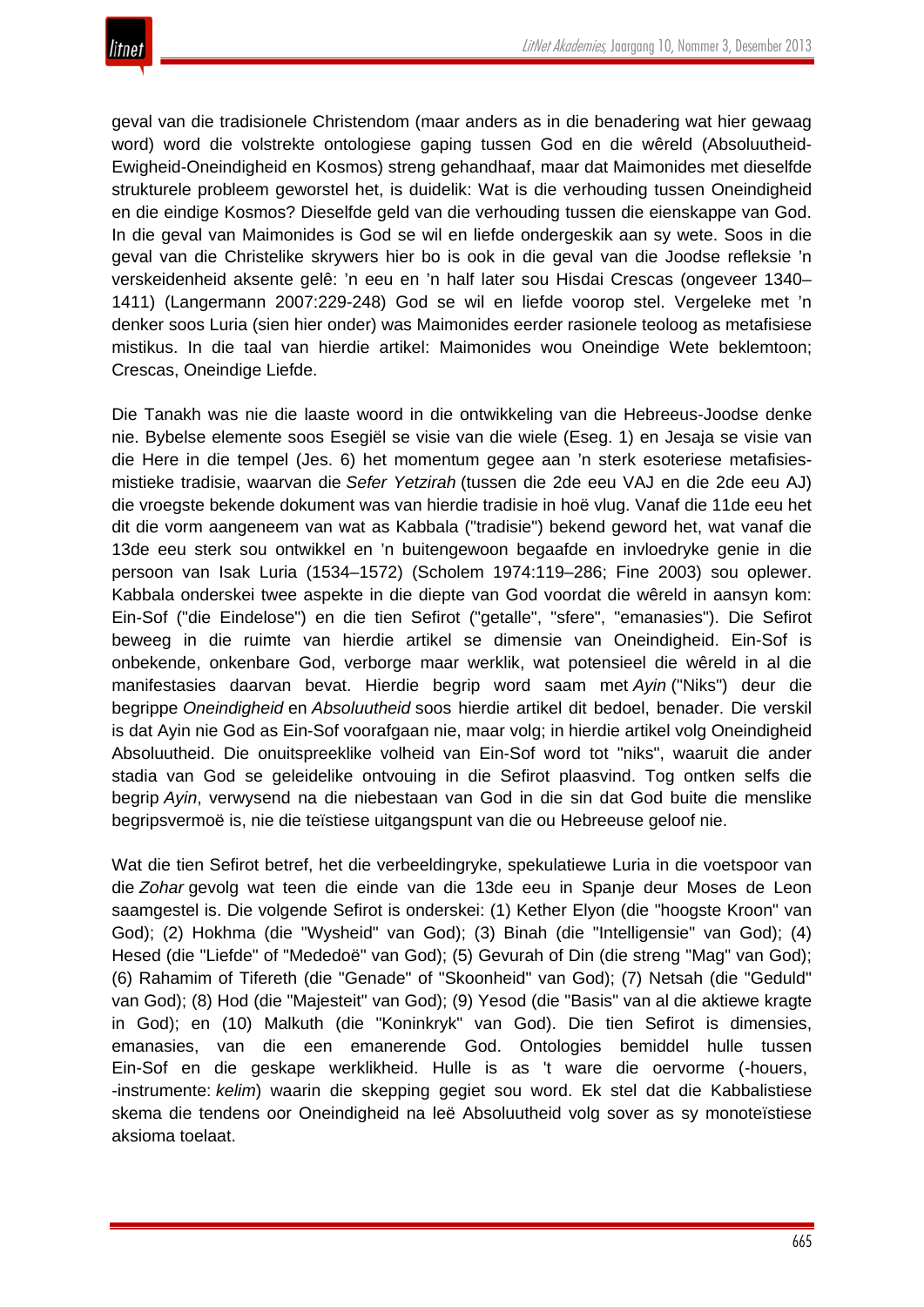geval van die tradisionele Christendom (maar anders as in die benadering wat hier gewaag word) word die volstrekte ontologiese gaping tussen God en die wêreld (Absoluutheid-Ewigheid-Oneindigheid en Kosmos) streng gehandhaaf, maar dat Maimonides met dieselfde strukturele probleem geworstel het, is duidelik: Wat is die verhouding tussen Oneindigheid en die eindige Kosmos? Dieselfde geld van die verhouding tussen die eienskappe van God. In die geval van Maimonides is God se wil en liefde ondergeskik aan sy wete. Soos in die geval van die Christelike skrywers hier bo is ook in die geval van die Joodse refleksie 'n verskeidenheid aksente gelê: 'n eeu en 'n half later sou Hisdai Crescas (ongeveer 1340–1411) (Langermann 2007:229-248) God se wil en liefde voorop stel. Vergeleke met 'n denker soos Luria (sien hier onder) was Maimonides eerder rasionele teoloog as metafisiese mistikus. In die taal van hierdie artikel: Maimonides wou Oneindige Wete beklemtoon; Crescas, Oneindige Liefde.

Die Tanakh was nie die laaste woord in die ontwikkeling van die Hebreeus-Joodse denke nie. Bybelse elemente soos Esegiël se visie van die wiele (Eseg. 1) en Jesaja se visie van die Here in die tempel (Jes. 6) het momentum gegee aan 'n sterk esoteriese metafisies-mistieke tradisie, waarvan die *Sefer Yetzirah* (tussen die 2de eeu VAJ en die 2de eeu AJ) die vroegste bekende dokument was van hierdie tradisie in hoë vlug. Vanaf die 11de eeu het dit die vorm aangeneem van wat as Kabbala ("tradisie") bekend geword het, wat vanaf die 13de eeu sterk sou ontwikkel en 'n buitengewoon begaafde en invloedryke genie in die persoon van Isak Luria (1534–1572) (Scholem 1974:119–286; Fine 2003) sou oplewer. Kabbala onderskei twee aspekte in die diepte van God voordat die wêreld in aansyn kom: Ein-Sof ("die Eindelose") en die tien Sefirot ("getalle", "sfere", "emanasies"). Die Sefirot beweeg in die ruimte van hierdie artikel se dimensie van Oneindigheid. Ein-Sof is onbekende, onkenbare God, verborge maar werklik, wat potensieel die wêreld in al die manifestasies daarvan bevat. Hierdie begrip word saam met *Ayin* ("Niks") deur die begrippe *Oneindigheid* en *Absoluutheid* soos hierdie artikel dit bedoel, benader. Die verskil is dat Ayin nie God as Ein-Sof voorafgaan nie, maar volg; in hierdie artikel volg Oneindigheid Absoluutheid. Die onuitspreeklike volheid van Ein-Sof word tot "niks", waaruit die ander stadia van God se geleidelike ontvouing in die Sefirot plaasvind. Tog ontken selfs die begrip *Ayin*, verwysend na die niebestaan van God in die sin dat God buite die menslike begripsvermoë is, nie die teïstiese uitgangspunt van die ou Hebreeuse geloof nie.

Wat die tien Sefirot betref, het die verbeeldingryke, spekulatiewe Luria in die voetspoor van die *Zohar* gevolg wat teen die einde van die 13de eeu in Spanje deur Moses de Leon saamgestel is. Die volgende Sefirot is onderskei: (1) Kether Elyon (die "hoogste Kroon" van God); (2) Hokhma (die "Wysheid" van God); (3) Binah (die "Intelligensie" van God); (4) Hesed (die "Liefde" of "Mededoë" van God); (5) Gevurah of Din (die streng "Mag" van God); (6) Rahamim of Tifereth (die "Genade" of "Skoonheid" van God); (7) Netsah (die "Geduld" van God); (8) Hod (die "Majesteit" van God); (9) Yesod (die "Basis" van al die aktiewe kragte in God); en (10) Malkuth (die "Koninkryk" van God). Die tien Sefirot is dimensies, emanasies, van die een emanerende God. Ontologies bemiddel hulle tussen Ein-Sof en die geskape werklikheid. Hulle is as 't ware die oervorme (-houers, -instrumente: *kelim*) waarin die skepping gegiet sou word. Ek stel dat die Kabbalistiese skema die tendens oor Oneindigheid na leë Absoluutheid volg sover as sy monoteïstiese aksioma toelaat.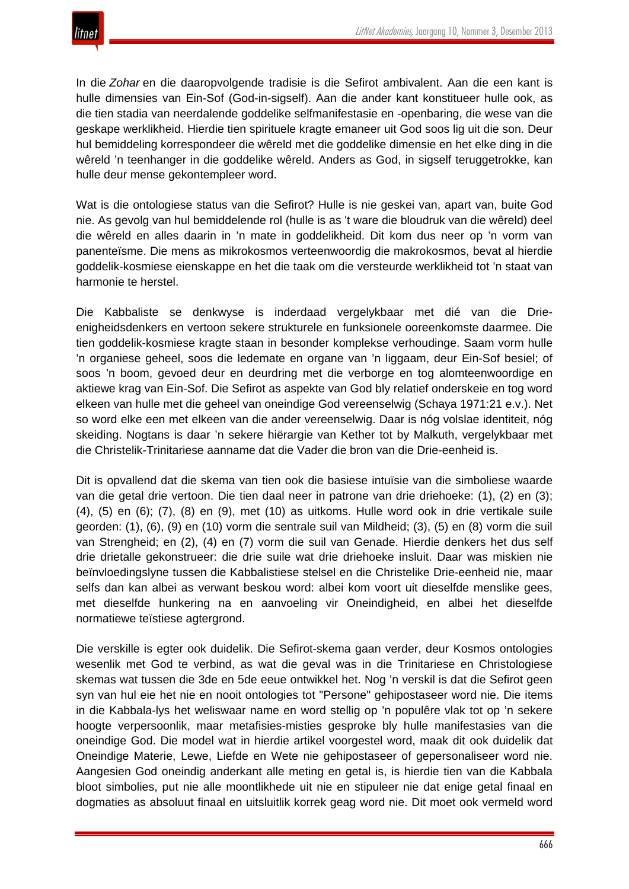In die *Zohar* en die daaropvolgende tradisie is die Sefirot ambivalent. Aan die een kant is hulle dimensies van Ein-Sof (God-in-sigself). Aan die ander kant konstitueer hulle ook, as die tien stadia van neerdalende goddelike selfmanifestasie en -openbaring, die wese van die geskape werklikheid. Hierdie tien spirituele kragte emaneer uit God soos lig uit die son. Deur hul bemiddeling korrespondeer die wêreld met die goddelike dimensie en het elke ding in die wêreld 'n teenhanger in die goddelike wêreld. Anders as God, in sigself teruggetrokke, kan hulle deur mense gekontempleer word.

Wat is die ontologiese status van die Sefirot? Hulle is nie geskei van, apart van, buite God nie. As gevolg van hul bemiddelende rol (hulle is as 't ware die bloudruk van die wêreld) deel die wêreld en alles daarin in 'n mate in goddelikheid. Dit kom dus neer op 'n vorm van panenteïsme. Die mens as mikrokosmos verteenwoordig die makrokosmos, bevat al hierdie goddelik-kosmiese eienskappe en het die taak om die versteurde werklikheid tot 'n staat van harmonie te herstel.

Die Kabbaliste se denkwyse is inderdaad vergelykbaar met dié van die Drie-enigheidsdenkers en vertoon sekere strukturele en funksionele ooreenkomste daarmee. Die tien goddelik-kosmiese kragte staan in besonder komplekse verhoudinge. Saam vorm hulle 'n organiese geheel, soos die ledemate en organe van 'n liggaam, deur Ein-Sof besiel; of soos 'n boom, gevoed deur en deurdring met die verborge en tog alomteenwoordige en aktiewe krag van Ein-Sof. Die Sefirot as aspekte van God bly relatief onderskeie en tog word elkeen van hulle met die geheel van oneindige God vereenselwig (Schaya 1971:21 e.v.). Net so word elke een met elkeen van die ander vereenselwig. Daar is nóg volslae identiteit, nóg skeiding. Nogtans is daar 'n sekere hiërargie van Kether tot by Malkuth, vergelykbaar met die Christelik-Trinitariese aanname dat die Vader die bron van die Drie-eenheid is.

Dit is opvallend dat die skema van tien ook die basiese intuïsie van die simboliese waarde van die getal drie vertoon. Die tien daal neer in patrone van drie driehoeke: (1), (2) en (3); (4), (5) en (6); (7), (8) en (9), met (10) as uitkoms. Hulle word ook in drie vertikale suile georden: (1), (6), (9) en (10) vorm die sentrale suil van Mildheid; (3), (5) en (8) vorm die suil van Strengheid; en (2), (4) en (7) vorm die suil van Genade. Hierdie denkers het dus self drie drietalle gekonstrueer: die drie suile wat drie driehoeke insluit. Daar was miskien nie beïnvloedingslyne tussen die Kabbalistiese stelsel en die Christelike Drie-eenheid nie, maar selfs dan kan albei as verwant beskou word: albei kom voort uit dieselfde menslike gees, met dieselfde hunkering na en aanvoeling vir Oneindigheid, en albei het dieselfde normatiewe teïstiese agtergrond.

Die verskille is egter ook duidelik. Die Sefirot-skema gaan verder, deur Kosmos ontologies wesenlik met God te verbind, as wat die geval was in die Trinitariese en Christologiese skemas wat tussen die 3de en 5de eeue ontwikkel het. Nog 'n verskil is dat die Sefirot geen syn van hul eie het nie en nooit ontologies tot "Persone" gehipostaseer word nie. Die items in die Kabbala-lys het weliswaar name en word stellig op 'n populêre vlak tot op 'n sekere hoogte verpersoonlik, maar metafisies-misties gesproke bly hulle manifestasies van die oneindige God. Die model wat in hierdie artikel voorgestel word, maak dit ook duidelik dat Oneindige Materie, Lewe, Liefde en Wete nie gehipostaseer of gepersonaliseer word nie. Aangesien God oneindig anderkant alle meting en getal is, is hierdie tien van die Kabbala bloot simbolies, put nie alle moontlikhede uit nie en stipuleer nie dat enige getal finaal en dogmaties as absoluut finaal en uitsluitlik korrek geag word nie. Dit moet ook vermeld word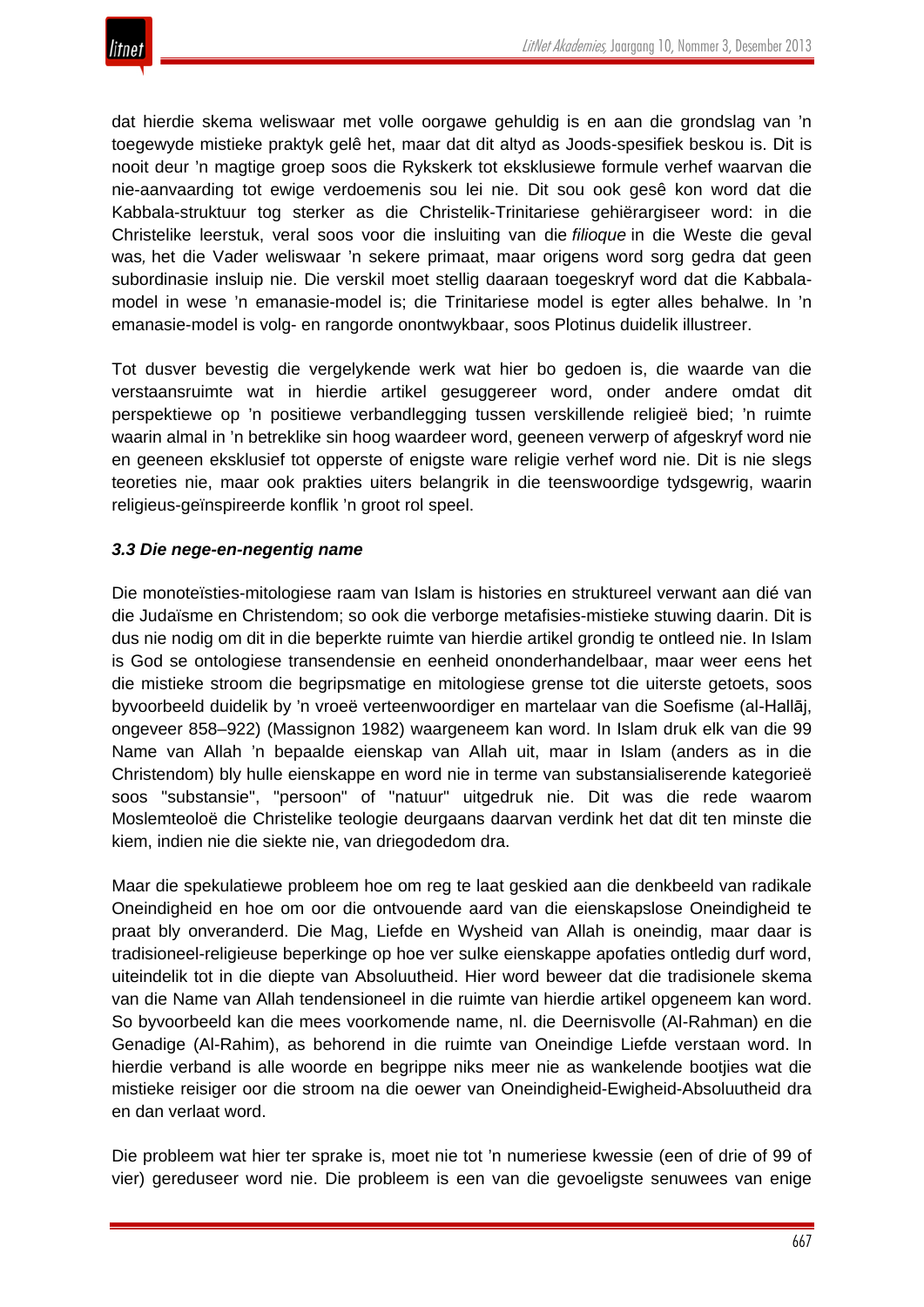dat hierdie skema weliswaar met volle oorgawe gehuldig is en aan die grondslag van 'n toegewyde mistieke praktyk gelê het, maar dat dit altyd as Joods-spesifiek beskou is. Dit is nooit deur 'n magtige groep soos die Rykskerk tot eksklusiewe formule verhef waarvan die nie-aanvaarding tot ewige verdoemenis sou lei nie. Dit sou ook gesê kon word dat die Kabbala-struktuur tog sterker as die Christelik-Trinitariese gehiërargiseer word: in die Christelike leerstuk, veral soos voor die insluiting van die *filioque* in die Weste die geval was*,* het die Vader weliswaar 'n sekere primaat, maar origens word sorg gedra dat geen subordinasie insluip nie. Die verskil moet stellig daaraan toegeskryf word dat die Kabbala-model in wese 'n emanasie-model is; die Trinitariese model is egter alles behalwe. In 'n emanasie-model is volg- en rangorde onontwykbaar, soos Plotinus duidelik illustreer.

Tot dusver bevestig die vergelykende werk wat hier bo gedoen is, die waarde van die verstaansruimte wat in hierdie artikel gesuggereer word, onder andere omdat dit perspektiewe op 'n positiewe verbandlegging tussen verskillende religieë bied; 'n ruimte waarin almal in 'n betreklike sin hoog waardeer word, geeneen verwerp of afgeskryf word nie en geeneen eksklusief tot opperste of enigste ware religie verhef word nie. Dit is nie slegs teoreties nie, maar ook prakties uiters belangrik in die teenswoordige tydsgewrig, waarin religieus-geïnspireerde konflik 'n groot rol speel.

### *3.3 Die nege-en-negentig name*

Die monoteïsties-mitologiese raam van Islam is histories en struktureel verwant aan dié van die Judaïsme en Christendom; so ook die verborge metafisies-mistieke stuwing daarin. Dit is dus nie nodig om dit in die beperkte ruimte van hierdie artikel grondig te ontleed nie. In Islam is God se ontologiese transendensie en eenheid ononderhandelbaar, maar weer eens het die mistieke stroom die begripsmatige en mitologiese grense tot die uiterste getoets, soos byvoorbeeld duidelik by 'n vroeë verteenwoordiger en martelaar van die Soefisme (al-Hallāj, ongeveer 858–922) (Massignon 1982) waargeneem kan word. In Islam druk elk van die 99 Name van Allah 'n bepaalde eienskap van Allah uit, maar in Islam (anders as in die Christendom) bly hulle eienskappe en word nie in terme van substansialiserende kategorieë soos "substansie", "persoon" of "natuur" uitgedruk nie. Dit was die rede waarom Moslemteoloë die Christelike teologie deurgaans daarvan verdink het dat dit ten minste die kiem, indien nie die siekte nie, van driegodedom dra.

Maar die spekulatiewe probleem hoe om reg te laat geskied aan die denkbeeld van radikale Oneindigheid en hoe om oor die ontvouende aard van die eienskapslose Oneindigheid te praat bly onveranderd. Die Mag, Liefde en Wysheid van Allah is oneindig, maar daar is tradisioneel-religieuse beperkinge op hoe ver sulke eienskappe apofaties ontledig durf word, uiteindelik tot in die diepte van Absoluutheid. Hier word beweer dat die tradisionele skema van die Name van Allah tendensioneel in die ruimte van hierdie artikel opgeneem kan word. So byvoorbeeld kan die mees voorkomende name, nl. die Deernisvolle (Al-Rahman) en die Genadige (Al-Rahim), as behorend in die ruimte van Oneindige Liefde verstaan word. In hierdie verband is alle woorde en begrippe niks meer nie as wankelende bootjies wat die mistieke reisiger oor die stroom na die oewer van Oneindigheid-Ewigheid-Absoluutheid dra en dan verlaat word.

Die probleem wat hier ter sprake is, moet nie tot 'n numeriese kwessie (een of drie of 99 of vier) gereduseer word nie. Die probleem is een van die gevoeligste senuwees van enige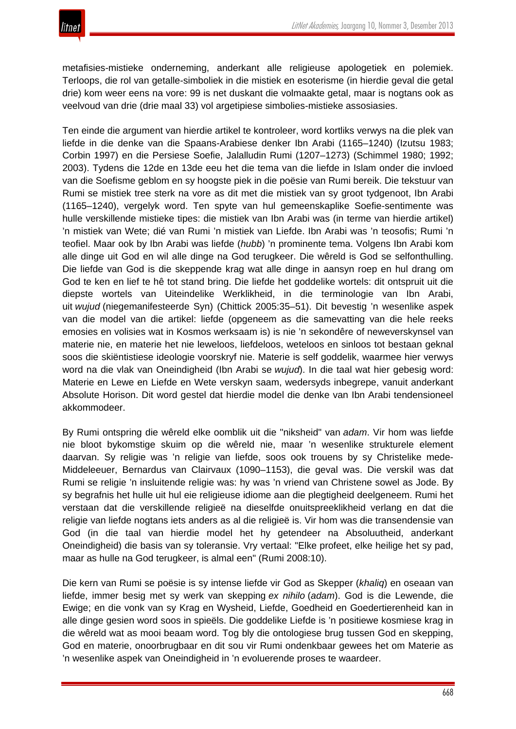metafisies-mistieke onderneming, anderkant alle religieuse apologetiek en polemiek. Terloops, die rol van getalle-simboliek in die mistiek en esoterisme (in hierdie geval die getal drie) kom weer eens na vore: 99 is net duskant die volmaakte getal, maar is nogtans ook as veelvoud van drie (drie maal 33) vol argetipiese simbolies-mistieke assosiasies.

Ten einde die argument van hierdie artikel te kontroleer, word kortliks verwys na die plek van liefde in die denke van die Spaans-Arabiese denker Ibn Arabi (1165–1240) (Izutsu 1983; Corbin 1997) en die Persiese Soefie, Jalalludin Rumi (1207–1273) (Schimmel 1980; 1992; 2003). Tydens die 12de en 13de eeu het die tema van die liefde in Islam onder die invloed van die Soefisme geblom en sy hoogste piek in die poësie van Rumi bereik. Die tekstuur van Rumi se mistiek tree sterk na vore as dit met die mistiek van sy groot tydgenoot, Ibn Arabi (1165–1240), vergelyk word. Ten spyte van hul gemeenskaplike Soefie-sentimente was hulle verskillende mistieke tipes: die mistiek van Ibn Arabi was (in terme van hierdie artikel) ’n mistiek van Wete; dié van Rumi ’n mistiek van Liefde. Ibn Arabi was ’n teosofis; Rumi ’n teofiel. Maar ook by Ibn Arabi was liefde (*hubb*) ’n prominente tema. Volgens Ibn Arabi kom alle dinge uit God en wil alle dinge na God terugkeer. Die wêreld is God se selfonthulling. Die liefde van God is die skeppende krag wat alle dinge in aansyn roep en hul drang om God te ken en lief te hê tot stand bring. Die liefde het goddelike wortels: dit ontspruit uit die diepste wortels van Uiteindelike Werklikheid, in die terminologie van Ibn Arabi, uit *wujud* (niegemanifesteerde Syn) (Chittick 2005:35–51). Dit bevestig ’n wesenlike aspek van die model van die artikel: liefde (opgeneem as die samevatting van die hele reeks emosies en volisies wat in Kosmos werksaam is) is nie ’n sekondêre of neweverskynsel van materie nie, en materie het nie leweloos, liefdeloos, weteloos en sinloos tot bestaan geknal soos die skiëntistiese ideologie voorskryf nie. Materie is self goddelik, waarmee hier verwys word na die vlak van Oneindigheid (Ibn Arabi se *wujud*). In die taal wat hier gebesig word: Materie en Lewe en Liefde en Wete verskyn saam, wedersyds inbegrepe, vanuit anderkant Absolute Horison. Dit word gestel dat hierdie model die denke van Ibn Arabi tendensioneel akkommodeer.

By Rumi ontspring die wêreld elke oomblik uit die "niksheid" van *adam*. Vir hom was liefde nie bloot bykomstige skuim op die wêreld nie, maar ’n wesenlike strukturele element daarvan. Sy religie was ’n religie van liefde, soos ook trouens by sy Christelike mede-Middeleeuer, Bernardus van Clairvaux (1090–1153), die geval was. Die verskil was dat Rumi se religie ’n insluitende religie was: hy was ’n vriend van Christene sowel as Jode. By sy begrafnis het hulle uit hul eie religieuse idiome aan die plegtigheid deelgeneem. Rumi het verstaan dat die verskillende religieë na dieselfde onuitspreeklikheid verlang en dat die religie van liefde nogtans iets anders as al die religieë is. Vir hom was die transendensie van God (in die taal van hierdie model het hy getendeer na Absoluutheid, anderkant Oneindigheid) die basis van sy toleransie. Vry vertaal: "Elke profeet, elke heilige het sy pad, maar as hulle na God terugkeer, is almal een" (Rumi 2008:10).

Die kern van Rumi se poësie is sy intense liefde vir God as Skepper (*khaliq*) en oseaan van liefde, immer besig met sy werk van skepping *ex nihilo* (*adam*). God is die Lewende, die Ewige; en die vonk van sy Krag en Wysheid, Liefde, Goedheid en Goedertierenheid kan in alle dinge gesien word soos in spieëls. Die goddelike Liefde is ’n positiewe kosmiese krag in die wêreld wat as mooi beaam word. Tog bly die ontologiese brug tussen God en skepping, God en materie, onoorbrugbaar en dit sou vir Rumi ondenkbaar gewees het om Materie as ’n wesenlike aspek van Oneindigheid in ’n evoluerende proses te waardeer.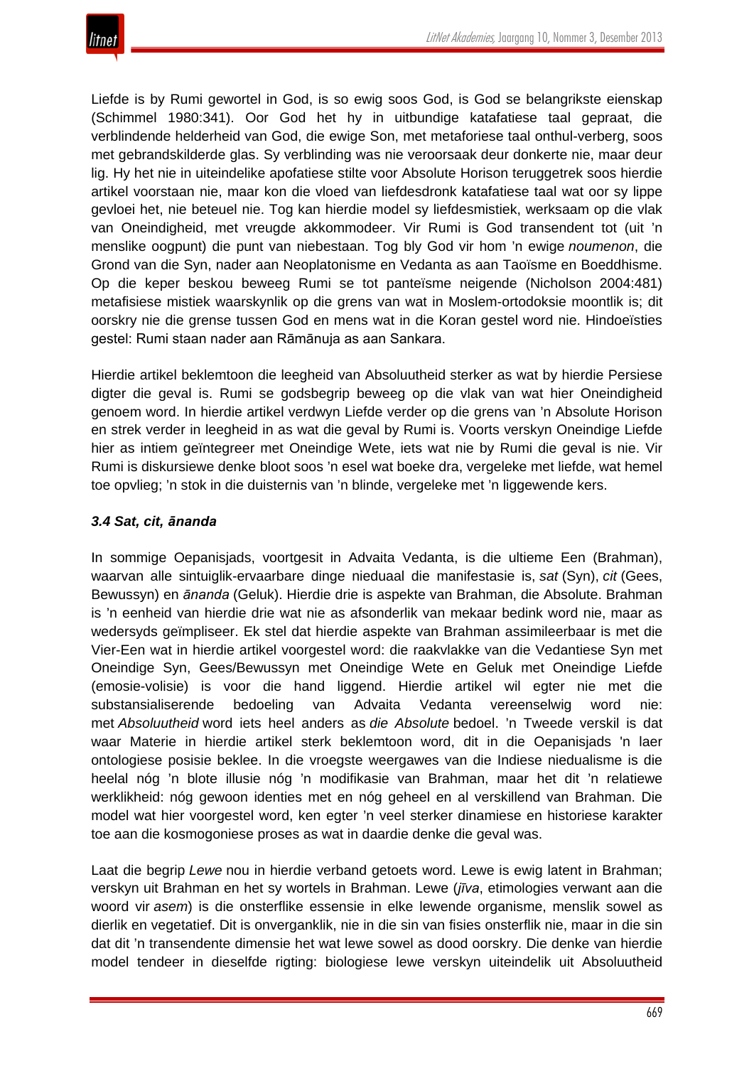Liefde is by Rumi gewortel in God, is so ewig soos God, is God se belangrikste eienskap (Schimmel 1980:341). Oor God het hy in uitbundige katafatiese taal gepraat, die verblindende helderheid van God, die ewige Son, met metaforiese taal onthul-verberg, soos met gebrandskilderde glas. Sy verblinding was nie veroorsaak deur donkerte nie, maar deur lig. Hy het nie in uiteindelike apofatiese stilte voor Absolute Horison teruggetrek soos hierdie artikel voorstaan nie, maar kon die vloed van liefdesdronk katafatiese taal wat oor sy lippe gevloei het, nie beteuel nie. Tog kan hierdie model sy liefdesmistiek, werksaam op die vlak van Oneindigheid, met vreugde akkommodeer. Vir Rumi is God transendent tot (uit 'n menslike oogpunt) die punt van niebestaan. Tog bly God vir hom 'n ewige *noumenon*, die Grond van die Syn, nader aan Neoplatonisme en Vedanta as aan Taoïsme en Boeddhisme. Op die keper beskou beweeg Rumi se tot panteïsme neigende (Nicholson 2004:481) metafisiese mistiek waarskynlik op die grens van wat in Moslem-ortodoksie moontlik is; dit oorskry nie die grense tussen God en mens wat in die Koran gestel word nie. Hindoeïsties gestel: Rumi staan nader aan Rāmānuja as aan Sankara.

Hierdie artikel beklemtoon die leegheid van Absoluutheid sterker as wat by hierdie Persiese digter die geval is. Rumi se godsbegrip beweeg op die vlak van wat hier Oneindigheid genoem word. In hierdie artikel verdwyn Liefde verder op die grens van 'n Absolute Horison en strek verder in leegheid in as wat die geval by Rumi is. Voorts verskyn Oneindige Liefde hier as intiem geïntegreer met Oneindige Wete, iets wat nie by Rumi die geval is nie. Vir Rumi is diskursiewe denke bloot soos 'n esel wat boeke dra, vergeleke met liefde, wat hemel toe opvlieg; 'n stok in die duisternis van 'n blinde, vergeleke met 'n liggewende kers.

### *3.4 Sat, cit, ānanda*

In sommige Oepanisjads, voortgesit in Advaita Vedanta, is die ultieme Een (Brahman), waarvan alle sintuiglik-ervaarbare dinge nieduaal die manifestasie is, *sat* (Syn), *cit* (Gees, Bewussyn) en *ānanda* (Geluk). Hierdie drie is aspekte van Brahman, die Absolute. Brahman is 'n eenheid van hierdie drie wat nie as afsonderlik van mekaar bedink word nie, maar as wedersyds geïmpliseer. Ek stel dat hierdie aspekte van Brahman assimileerbaar is met die Vier-Een wat in hierdie artikel voorgestel word: die raakvlakke van die Vedantiese Syn met Oneindige Syn, Gees/Bewussyn met Oneindige Wete en Geluk met Oneindige Liefde (emosie-volisie) is voor die hand liggend. Hierdie artikel wil egter nie met die substansialiserende bedoeling van Advaita Vedanta vereenselwig word nie: met *Absoluutheid* word iets heel anders as *die Absolute* bedoel. 'n Tweede verskil is dat waar Materie in hierdie artikel sterk beklemtoon word, dit in die Oepanisjads 'n laer ontologiese posisie beklee. In die vroegste weergawes van die Indiese niedualisme is die heelal nóg 'n blote illusie nóg 'n modifikasie van Brahman, maar het dit 'n relatiewe werklikheid: nóg gewoon identies met en nóg geheel en al verskillend van Brahman. Die model wat hier voorgestel word, ken egter 'n veel sterker dinamiese en historiese karakter toe aan die kosmogoniese proses as wat in daardie denke die geval was.

Laat die begrip *Lewe* nou in hierdie verband getoets word. Lewe is ewig latent in Brahman; verskyn uit Brahman en het sy wortels in Brahman. Lewe (*jīva*, etimologies verwant aan die woord vir *asem*) is die onsterflike essensie in elke lewende organisme, menslik sowel as dierlik en vegetatief. Dit is onverganklik, nie in die sin van fisies onsterflik nie, maar in die sin dat dit 'n transendente dimensie het wat lewe sowel as dood oorskry. Die denke van hierdie model tendeer in dieselfde rigting: biologiese lewe verskyn uiteindelik uit Absoluutheid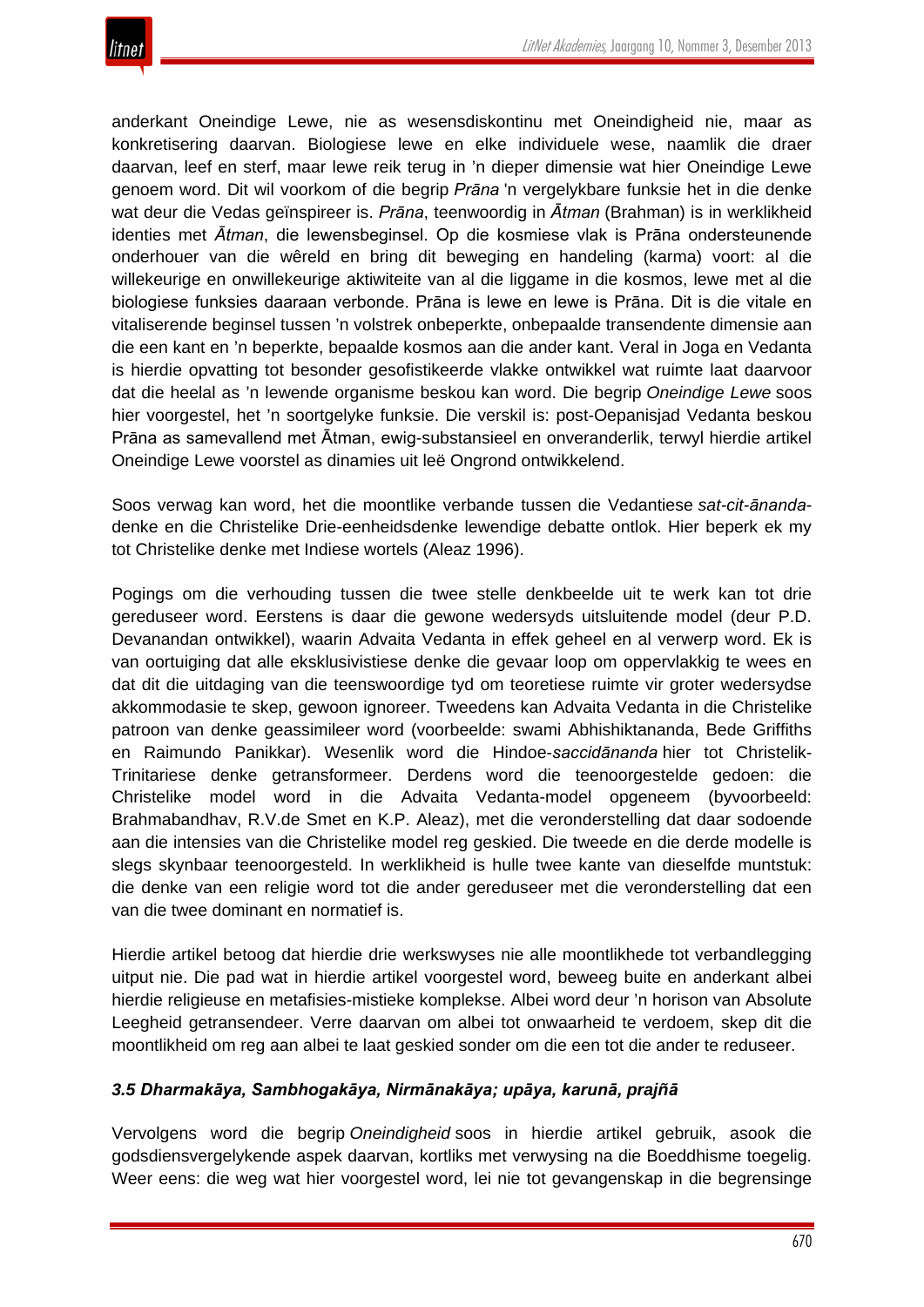anderkant Oneindige Lewe, nie as wesensdiskontinu met Oneindigheid nie, maar as konkretisering daarvan. Biologiese lewe en elke individuele wese, naamlik die draer daarvan, leef en sterf, maar lewe reik terug in 'n dieper dimensie wat hier Oneindige Lewe genoem word. Dit wil voorkom of die begrip *Prāna* 'n vergelykbare funksie het in die denke wat deur die Vedas geïnspireer is. *Prāna*, teenwoordig in *Ātman* (Brahman) is in werklikheid identies met *Ātman*, die lewensbeginsel. Op die kosmiese vlak is Prāna ondersteunende onderhouer van die wêreld en bring dit beweging en handeling (karma) voort: al die willekeurige en onwillekeurige aktiwiteite van al die liggame in die kosmos, lewe met al die biologiese funksies daaraan verbonde. Prāna is lewe en lewe is Prāna. Dit is die vitale en vitaliserende beginsel tussen 'n volstrek onbeperkte, onbepaalde transendente dimensie aan die een kant en 'n beperkte, bepaalde kosmos aan die ander kant. Veral in Joga en Vedanta is hierdie opvatting tot besonder gesofistikeerde vlakke ontwikkel wat ruimte laat daarvoor dat die heelal as 'n lewende organisme beskou kan word. Die begrip *Oneindige Lewe* soos hier voorgestel, het 'n soortgelyke funksie. Die verskil is: post-Oepanisjad Vedanta beskou Prāna as samevallend met Ātman, ewig-substansieel en onveranderlik, terwyl hierdie artikel Oneindige Lewe voorstel as dinamies uit leë Ongrond ontwikkelend.

Soos verwag kan word, het die moontlike verbande tussen die Vedantiese *sat-cit-ānanda*-denke en die Christelike Drie-eenheidsdenke lewendige debatte ontlok. Hier beperk ek my tot Christelike denke met Indiese wortels (Aleaz 1996).

Pogings om die verhouding tussen die twee stelle denkbeelde uit te werk kan tot drie gereduseer word. Eerstens is daar die gewone wedersyds uitsluitende model (deur P.D. Devanandan ontwikkel), waarin Advaita Vedanta in effek geheel en al verwerp word. Ek is van oortuiging dat alle eksklusivistiese denke die gevaar loop om oppervlakkig te wees en dat dit die uitdaging van die teenswoordige tyd om teoretiese ruimte vir groter wedersydse akkommodasie te skep, gewoon ignoreer. Tweedens kan Advaita Vedanta in die Christelike patroon van denke geassimileer word (voorbeelde: swami Abhishiktananda, Bede Griffiths en Raimundo Panikkar). Wesenlik word die Hindoe-*saccidānanda* hier tot Christelik-Trinitariese denke getransformeer. Derdens word die teenoorgestelde gedoen: die Christelike model word in die Advaita Vedanta-model opgeneem (byvoorbeeld: Brahmabandhav, R.V.de Smet en K.P. Aleaz), met die veronderstelling dat daar sodoende aan die intensies van die Christelike model reg geskied. Die tweede en die derde modelle is slegs skynbaar teenoorgesteld. In werklikheid is hulle twee kante van dieselfde muntstuk: die denke van een religie word tot die ander gereduseer met die veronderstelling dat een van die twee dominant en normatief is.

Hierdie artikel betoog dat hierdie drie werkswyses nie alle moontlikhede tot verbandlegging uitput nie. Die pad wat in hierdie artikel voorgestel word, beweeg buite en anderkant albei hierdie religieuse en metafisies-mistieke komplekse. Albei word deur 'n horison van Absolute Leegheid getransendeer. Verre daarvan om albei tot onwaarheid te verdoem, skep dit die moontlikheid om reg aan albei te laat geskied sonder om die een tot die ander te reduseer.

### *3.5 Dharmakāya, Sambhogakāya, Nirmānakāya; upāya, karunā, prajñā*

Vervolgens word die begrip *Oneindigheid* soos in hierdie artikel gebruik, asook die godsdiensvergelykende aspek daarvan, kortliks met verwysing na die Boeddhisme toegelig. Weer eens: die weg wat hier voorgestel word, lei nie tot gevangenskap in die begrensinge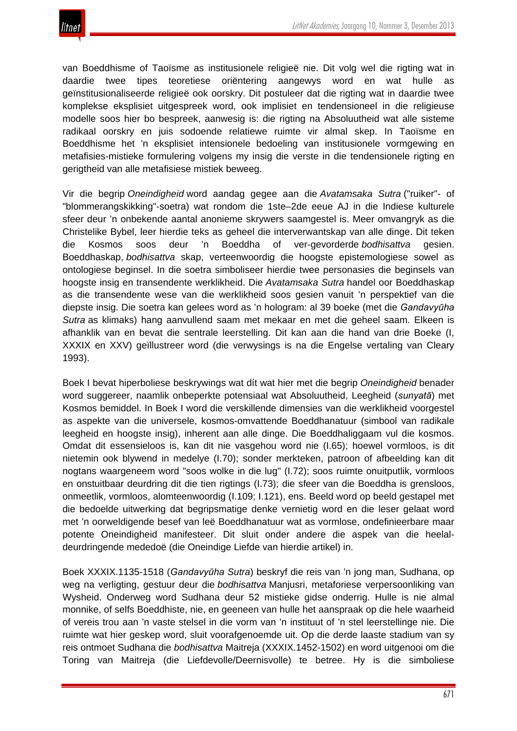van Boeddhisme of Taoïsme as institusionele religieë nie. Dit volg wel die rigting wat in daardie twee tipes teoretiese oriëntering aangewys word en wat hulle as geïnstitusionaliseerde religieë ook oorskry. Dit postuleer dat die rigting wat in daardie twee komplekse eksplisiet uitgespreek word, ook implisiet en tendensioneel in die religieuse modelle soos hier bo bespreek, aanwesig is: die rigting na Absoluutheid wat alle sisteme radikaal oorskry en juis sodoende relatiewe ruimte vir almal skep. In Taoïsme en Boeddhisme het 'n eksplisiet intensionele bedoeling van institusionele vormgewing en metafisies-mistieke formulering volgens my insig die verste in die tendensionele rigting en gerigtheid van alle metafisiese mistiek beweeg.

Vir die begrip *Oneindigheid* word aandag gegee aan die *Avatamsaka Sutra* ("ruiker"- of "blommerangskikking"-soetra) wat rondom die 1ste–2de eeue AJ in die Indiese kulturele sfeer deur 'n onbekende aantal anonieme skrywers saamgestel is. Meer omvangryk as die Christelike Bybel, leer hierdie teks as geheel die interverwantskap van alle dinge. Dit teken die Kosmos soos deur 'n Boeddha of ver-gevorderde *bodhisattva* gesien. Boeddhaskap, *bodhisattva* skap, verteenwoordig die hoogste epistemologiese sowel as ontologiese beginsel. In die soetra simboliseer hierdie twee personasies die beginsels van hoogste insig en transendente werklikheid. Die *Avatamsaka Sutra* handel oor Boeddhaskap as die transendente wese van die werklikheid soos gesien vanuit 'n perspektief van die diepste insig. Die soetra kan gelees word as 'n hologram: al 39 boeke (met die *Gandavyūha Sutra* as klimaks) hang aanvullend saam met mekaar en met die geheel saam. Elkeen is afhanklik van en bevat die sentrale leerstelling. Dit kan aan die hand van drie Boeke (I, XXXIX en XXV) geïllustreer word (die verwysings is na die Engelse vertaling van Cleary 1993).

Boek I bevat hiperboliese beskrywings wat dít wat hier met die begrip *Oneindigheid* benader word suggereer, naamlik onbeperkte potensiaal wat Absoluutheid, Leegheid (*sunyatā*) met Kosmos bemiddel. In Boek I word die verskillende dimensies van die werklikheid voorgestel as aspekte van die universele, kosmos-omvattende Boeddhanatuur (simbool van radikale leegheid en hoogste insig), inherent aan alle dinge. Die Boeddhaliggaam vul die kosmos. Omdat dit essensieloos is, kan dit nie vasgehou word nie (I.65); hoewel vormloos, is dit nietemin ook blywend in medelye (I.70); sonder merkteken, patroon of afbeelding kan dit nogtans waargeneem word "soos wolke in die lug" (I.72); soos ruimte onuitputlik, vormloos en onstuitbaar deurdring dit die tien rigtings (I.73); die sfeer van die Boeddha is grensloos, onmeetlik, vormloos, alomteenwoordig (I.109; I.121), ens. Beeld word op beeld gestapel met die bedoelde uitwerking dat begripsmatige denke vernietig word en die leser gelaat word met 'n oorweldigende besef van leë Boeddhanatuur wat as vormlose, ondefinieerbare maar potente Oneindigheid manifesteer. Dit sluit onder andere die aspek van die heelal-deurdringende mededoë (die Oneindige Liefde van hierdie artikel) in.

Boek XXXIX.1135-1518 (*Gandavyūha Sutra*) beskryf die reis van 'n jong man, Sudhana, op weg na verligting, gestuur deur die *bodhisattva* Manjusri, metaforiese verpersoonliking van Wysheid. Onderweg word Sudhana deur 52 mistieke gidse onderrig. Hulle is nie almal monnike, of selfs Boeddhiste, nie, en geeneen van hulle het aanspraak op die hele waarheid of vereis trou aan 'n vaste stelsel in die vorm van 'n instituut of 'n stel leerstellinge nie. Die ruimte wat hier geskep word, sluit voorafgenoemde uit. Op die derde laaste stadium van sy reis ontmoet Sudhana die *bodhisattva* Maitreja (XXXIX.1452-1502) en word uitgenooi om die Toring van Maitreja (die Liefdevolle/Deernisvolle) te betree. Hy is die simboliese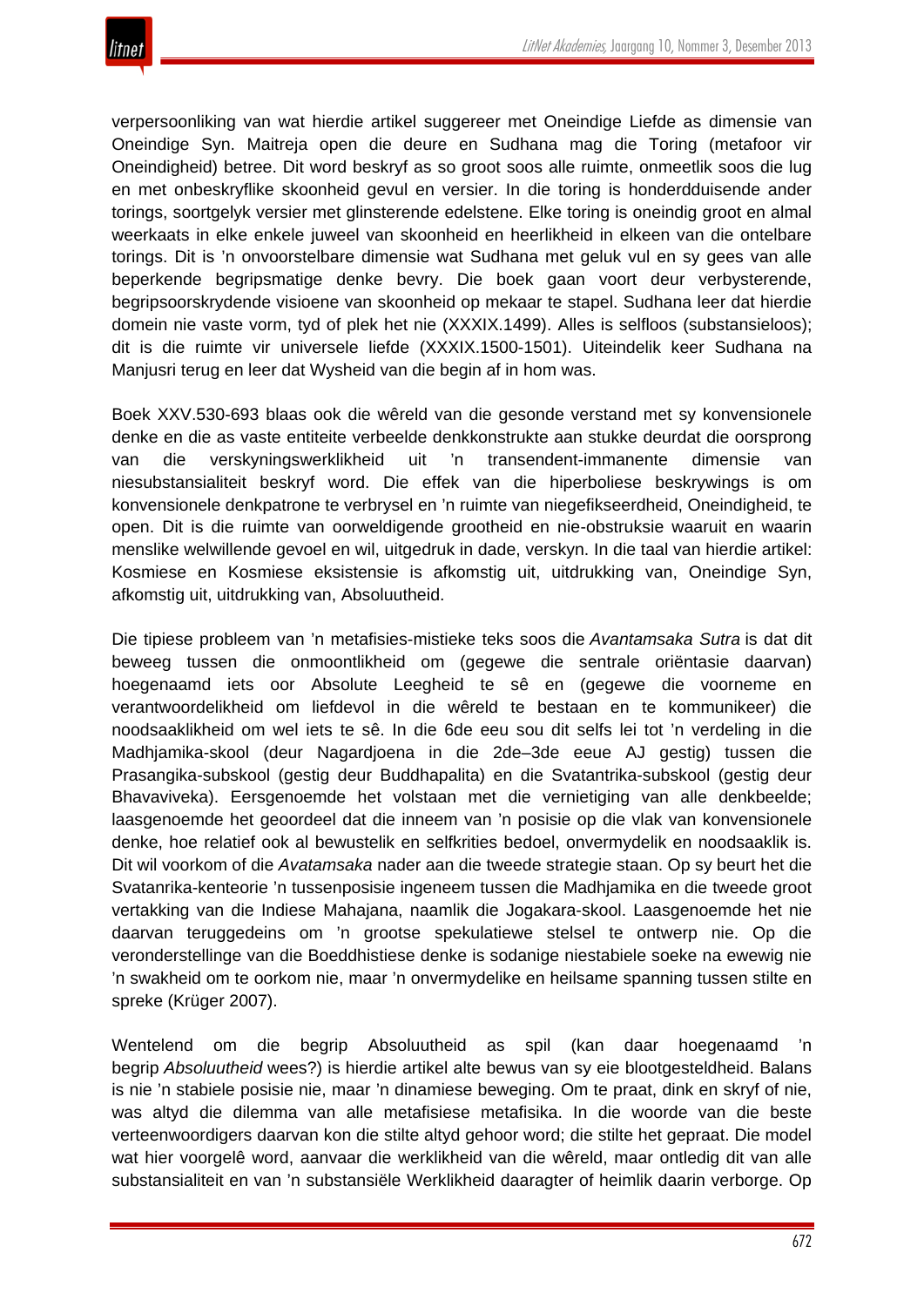verpersoonliking van wat hierdie artikel suggereer met Oneindige Liefde as dimensie van Oneindige Syn. Maitreja open die deure en Sudhana mag die Toring (metafoor vir Oneindigheid) betree. Dit word beskryf as so groot soos alle ruimte, onmeetlik soos die lug en met onbeskryflike skoonheid gevul en versier. In die toring is honderdduisende ander torings, soortgelyk versier met glinsterende edelstene. Elke toring is oneindig groot en almal weerkaats in elke enkele juweel van skoonheid en heerlikheid in elkeen van die ontelbare torings. Dit is 'n onvoorstelbare dimensie wat Sudhana met geluk vul en sy gees van alle beperkende begripsmatige denke bevry. Die boek gaan voort deur verbysterende, begripsoorskrydende visioene van skoonheid op mekaar te stapel. Sudhana leer dat hierdie domein nie vaste vorm, tyd of plek het nie (XXXIX.1499). Alles is selfloos (substansieloos); dit is die ruimte vir universele liefde (XXXIX.1500-1501). Uiteindelik keer Sudhana na Manjusri terug en leer dat Wysheid van die begin af in hom was.

Boek XXV.530-693 blaas ook die wêreld van die gesonde verstand met sy konvensionele denke en die as vaste entiteite verbeelde denkkonstrukte aan stukke deurdat die oorsprong van die verskyningswerklikheid uit 'n transendent-immanente dimensie van niesubstansialiteit beskryf word. Die effek van die hiperboliese beskrywings is om konvensionele denkpatrone te verbrysel en 'n ruimte van niegefikseerdheid, Oneindigheid, te open. Dit is die ruimte van oorweldigende grootheid en nie-obstruksie waaruit en waarin menslike welwillende gevoel en wil, uitgedruk in dade, verskyn. In die taal van hierdie artikel: Kosmiese en Kosmiese eksistensie is afkomstig uit, uitdrukking van, Oneindige Syn, afkomstig uit, uitdrukking van, Absoluutheid.

Die tipiese probleem van 'n metafisies-mistieke teks soos die *Avantamsaka Sutra* is dat dit beweeg tussen die onmoontlikheid om (gegewe die sentrale oriëntasie daarvan) hoegenaamd iets oor Absolute Leegheid te sê en (gegewe die voorneme en verantwoordelikheid om liefdevol in die wêreld te bestaan en te kommunikeer) die noodsaaklikheid om wel iets te sê. In die 6de eeu sou dit selfs lei tot 'n verdeling in die Madhjamika-skool (deur Nagardjoena in die 2de–3de eeue AJ gestig) tussen die Prasangika-subskool (gestig deur Buddhapalita) en die Svatantrika-subskool (gestig deur Bhavaviveka). Eersgenoemde het volstaan met die vernietiging van alle denkbeelde; laasgenoemde het geoordeel dat die inneem van 'n posisie op die vlak van konvensionele denke, hoe relatief ook al bewustelik en selfkrities bedoel, onvermydelik en noodsaaklik is. Dit wil voorkom of die *Avatamsaka* nader aan die tweede strategie staan. Op sy beurt het die Svatanrika-kenteorie 'n tussenposisie ingeneem tussen die Madhjamika en die tweede groot vertakking van die Indiese Mahajana, naamlik die Jogakara-skool. Laasgenoemde het nie daarvan teruggedeins om 'n grootse spekulatiewe stelsel te ontwerp nie. Op die veronderstellinge van die Boeddhistiese denke is sodanige niestabiele soeke na ewewig nie 'n swakheid om te oorkom nie, maar 'n onvermydelike en heilsame spanning tussen stilte en spreke (Krüger 2007).

Wentelend om die begrip Absoluutheid as spil (kan daar hoegenaamd 'n begrip *Absoluutheid* wees?) is hierdie artikel alte bewus van sy eie blootgesteldheid. Balans is nie 'n stabiele posisie nie, maar 'n dinamiese beweging. Om te praat, dink en skryf of nie, was altyd die dilemma van alle metafisiese metafisika. In die woorde van die beste verteenwoordigers daarvan kon die stilte altyd gehoor word; die stilte het gepraat. Die model wat hier voorgelê word, aanvaar die werklikheid van die wêreld, maar ontledig dit van alle substansialiteit en van 'n substansiële Werklikheid daaragter of heimlik daarin verborge. Op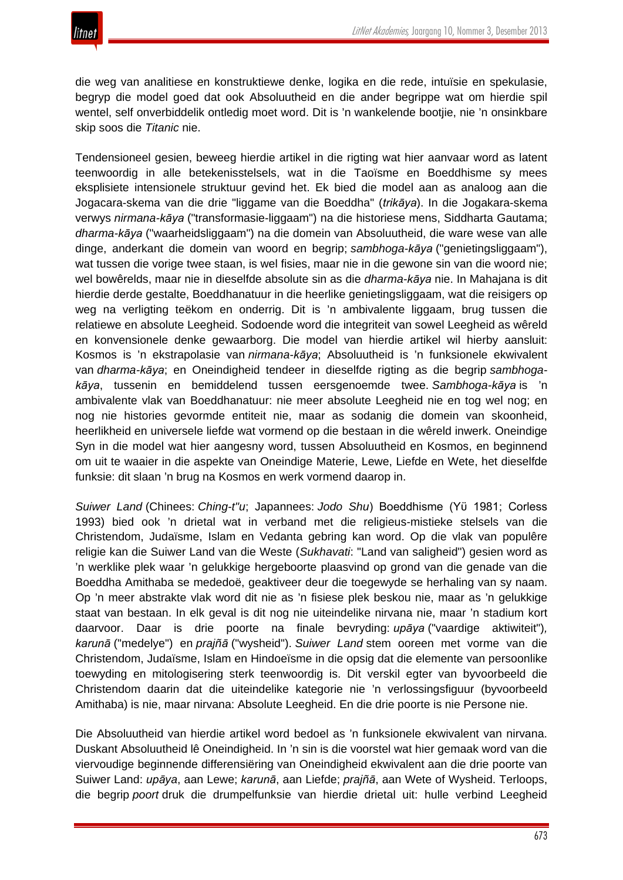die weg van analitiese en konstruktiewe denke, logika en die rede, intuïsie en spekulasie, begryp die model goed dat ook Absoluutheid en die ander begrippe wat om hierdie spil wentel, self onverbiddelik ontledig moet word. Dit is 'n wankelende bootjie, nie 'n onsinkbare skip soos die *Titanic* nie.

Tendensioneel gesien, beweeg hierdie artikel in die rigting wat hier aanvaar word as latent teenwoordig in alle betekenisstelsels, wat in die Taoïsme en Boeddhisme sy mees eksplisiete intensionele struktuur gevind het. Ek bied die model aan as analoog aan die Jogacara-skema van die drie "liggame van die Boeddha" (*trikāya*). In die Jogakara-skema verwys *nirmana-kāya* ("transformasie-liggaam") na die historiese mens, Siddharta Gautama; *dharma-kāya* ("waarheidsliggaam") na die domein van Absoluutheid, die ware wese van alle dinge, anderkant die domein van woord en begrip; *sambhoga-kāya* ("genietingsliggaam"), wat tussen die vorige twee staan, is wel fisies, maar nie in die gewone sin van die woord nie; wel bowêrelds, maar nie in dieselfde absolute sin as die *dharma-kāya* nie. In Mahajana is dit hierdie derde gestalte, Boeddhanatuur in die heerlike genietingsliggaam, wat die reisigers op weg na verligting teëkom en onderrig. Dit is 'n ambivalente liggaam, brug tussen die relatiewe en absolute Leegheid. Sodoende word die integriteit van sowel Leegheid as wêreld en konvensionele denke gewaarborg. Die model van hierdie artikel wil hierby aansluit: Kosmos is 'n ekstrapolasie van *nirmana-kāya*; Absoluutheid is 'n funksionele ekwivalent van *dharma-kāya*; en Oneindigheid tendeer in dieselfde rigting as die begrip *sambhoga-kāya*, tussenin en bemiddelend tussen eersgenoemde twee. *Sambhoga-kāya* is 'n ambivalente vlak van Boeddhanatuur: nie meer absolute Leegheid nie en tog wel nog; en nog nie histories gevormde entiteit nie, maar as sodanig die domein van skoonheid, heerlikheid en universele liefde wat vormend op die bestaan in die wêreld inwerk. Oneindige Syn in die model wat hier aangesny word, tussen Absoluutheid en Kosmos, en beginnend om uit te waaier in die aspekte van Oneindige Materie, Lewe, Liefde en Wete, het dieselfde funksie: dit slaan 'n brug na Kosmos en werk vormend daarop in.

*Suiwer Land* (Chinees: *Ching-t"u*; Japannees: *Jodo Shu*) Boeddhisme (Yü 1981; Corless 1993) bied ook 'n drietal wat in verband met die religieus-mistieke stelsels van die Christendom, Judaïsme, Islam en Vedanta gebring kan word. Op die vlak van populêre religie kan die Suiwer Land van die Weste (*Sukhavati*: "Land van saligheid") gesien word as 'n werklike plek waar 'n gelukkige hergeboorte plaasvind op grond van die genade van die Boeddha Amithaba se mededoë, geaktiveer deur die toegewyde se herhaling van sy naam. Op 'n meer abstrakte vlak word dit nie as 'n fisiese plek beskou nie, maar as 'n gelukkige staat van bestaan. In elk geval is dit nog nie uiteindelike nirvana nie, maar 'n stadium kort daarvoor. Daar is drie poorte na finale bevryding: *upāya* ("vaardige aktiwiteit"), *karunā* ("medelye") en *prajñā* ("wysheid"). *Suiwer Land* stem ooreen met vorme van die Christendom, Judaïsme, Islam en Hindoeïsme in die opsig dat die elemente van persoonlike toewyding en mitologisering sterk teenwoordig is. Dit verskil egter van byvoorbeeld die Christendom daarin dat die uiteindelike kategorie nie 'n verlossingsfiguur (byvoorbeeld Amithaba) is nie, maar nirvana: Absolute Leegheid. En die drie poorte is nie Persone nie.

Die Absoluutheid van hierdie artikel word bedoel as 'n funksionele ekwivalent van nirvana. Duskant Absoluutheid lê Oneindigheid. In 'n sin is die voorstel wat hier gemaak word van die viervoudige beginnende differensiëring van Oneindigheid ekwivalent aan die drie poorte van Suiwer Land: *upāya*, aan Lewe; *karunā*, aan Liefde; *prajñā*, aan Wete of Wysheid. Terloops, die begrip *poort* druk die drumpelfunksie van hierdie drietal uit: hulle verbind Leegheid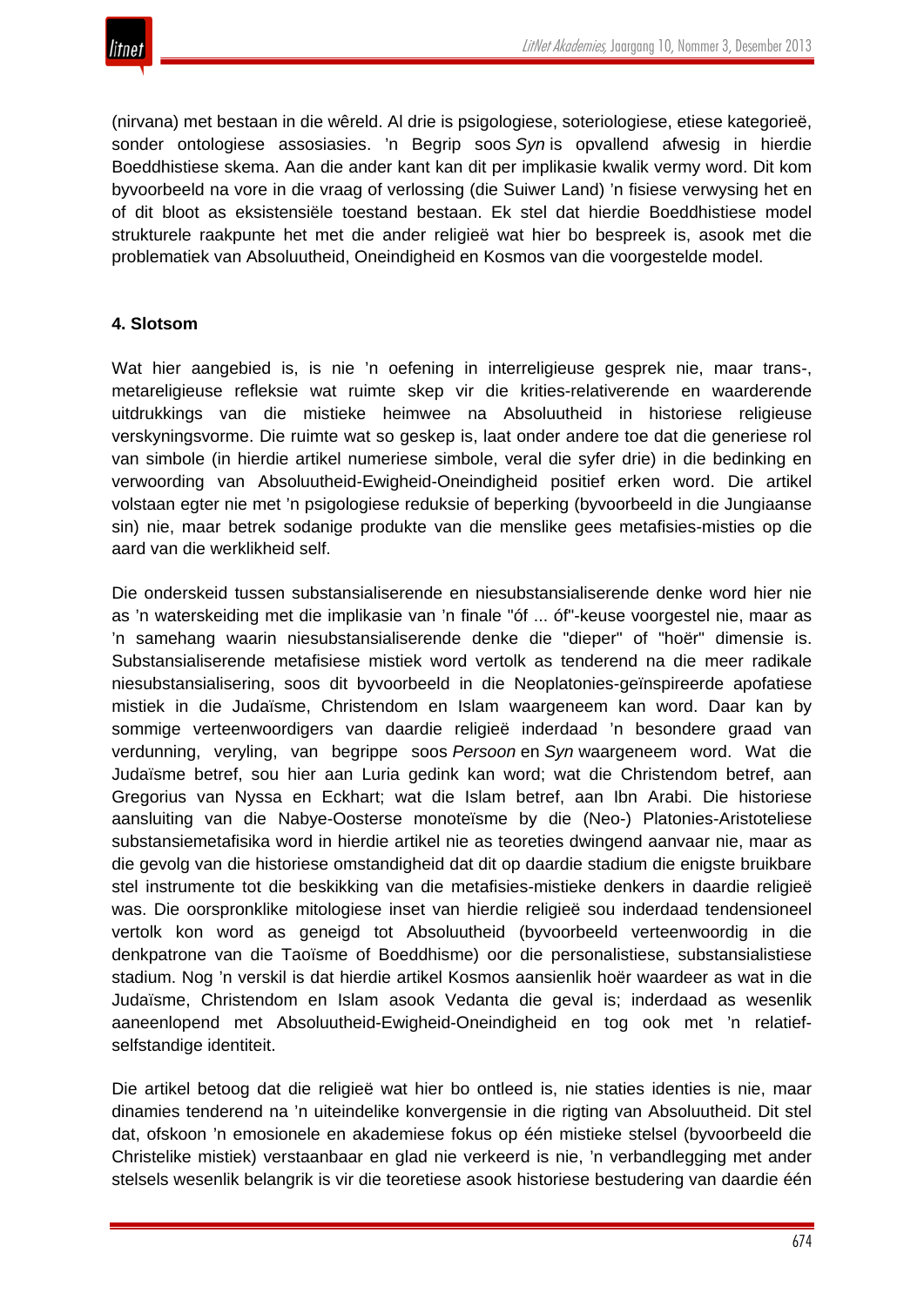(nirvana) met bestaan in die wêreld. Al drie is psigologiese, soteriologiese, etiese kategorieë, sonder ontologiese assosiasies. 'n Begrip soos *Syn* is opvallend afwesig in hierdie Boeddhistiese skema. Aan die ander kant kan dit per implikasie kwalik vermy word. Dit kom byvoorbeeld na vore in die vraag of verlossing (die Suiwer Land) 'n fisiese verwysing het en of dit bloot as eksistensiële toestand bestaan. Ek stel dat hierdie Boeddhistiese model strukturele raakpunte het met die ander religieë wat hier bo bespreek is, asook met die problematiek van Absoluutheid, Oneindigheid en Kosmos van die voorgestelde model.

#### 4. Slotsom

Wat hier aangebied is, is nie 'n oefening in interreligieuse gesprek nie, maar trans-, metareligieuse refleksie wat ruimte skep vir die krities-relativerende en waarderende uitdrukkings van die mistieke heimwee na Absoluutheid in historiese religieuse verskyningsvorme. Die ruimte wat so geskep is, laat onder andere toe dat die generiese rol van simbole (in hierdie artikel numeriese simbole, veral die syfer drie) in die bedinking en verwoording van Absoluutheid-Ewigheid-Oneindigheid positief erken word. Die artikel volstaan egter nie met 'n psigologiese reduksie of beperking (byvoorbeeld in die Jungiaanse sin) nie, maar betrek sodanige produkte van die menslike gees metafisies-misties op die aard van die werklikheid self.

Die onderskeid tussen substansialiserende en niesubstansialiserende denke word hier nie as 'n waterskeiding met die implikasie van 'n finale "óf ... óf"-keuse voorgestel nie, maar as 'n samehang waarin niesubstansialiserende denke die "dieper" of "hoër" dimensie is. Substansialiserende metafisiese mistiek word vertolk as tenderend na die meer radikale niesubstansialisering, soos dit byvoorbeeld in die Neoplatonies-geïnspireerde apofatiese mistiek in die Judaïsme, Christendom en Islam waargeneem kan word. Daar kan by sommige verteenwoordigers van daardie religieë inderdaad 'n besondere graad van verdunning, veryling, van begrippe soos *Persoon* en *Syn* waargeneem word. Wat die Judaïsme betref, sou hier aan Luria gedink kan word; wat die Christendom betref, aan Gregorius van Nyssa en Eckhart; wat die Islam betref, aan Ibn Arabi. Die historiese aansluiting van die Nabye-Oosterse monoteïsme by die (Neo-) Platonies-Aristoteliese substansiemetafisika word in hierdie artikel nie as teoreties dwingend aanvaar nie, maar as die gevolg van die historiese omstandigheid dat dit op daardie stadium die enigste bruikbare stel instrumente tot die beskikking van die metafisies-mistieke denkers in daardie religieë was. Die oorspronklike mitologiese inset van hierdie religieë sou inderdaad tendensioneel vertolk kon word as geneigd tot Absoluutheid (byvoorbeeld verteenwoordig in die denkpatrone van die Taoïsme of Boeddhisme) oor die personalistiese, substansialistiese stadium. Nog 'n verskil is dat hierdie artikel Kosmos aansienlik hoër waardeer as wat in die Judaïsme, Christendom en Islam asook Vedanta die geval is; inderdaad as wesenlik aaneenlopend met Absoluutheid-Ewigheid-Oneindigheid en tog ook met 'n relatief-selfstandige identiteit.

Die artikel betoog dat die religieë wat hier bo ontleed is, nie staties identies is nie, maar dinamies tenderend na 'n uiteindelike konvergensie in die rigting van Absoluutheid. Dit stel dat, ofskoon 'n emosionele en akademiese fokus op één mistieke stelsel (byvoorbeeld die Christelike mistiek) verstaanbaar en glad nie verkeerd is nie, 'n verbandlegging met ander stelsels wesenlik belangrik is vir die teoretiese asook historiese bestudering van daardie één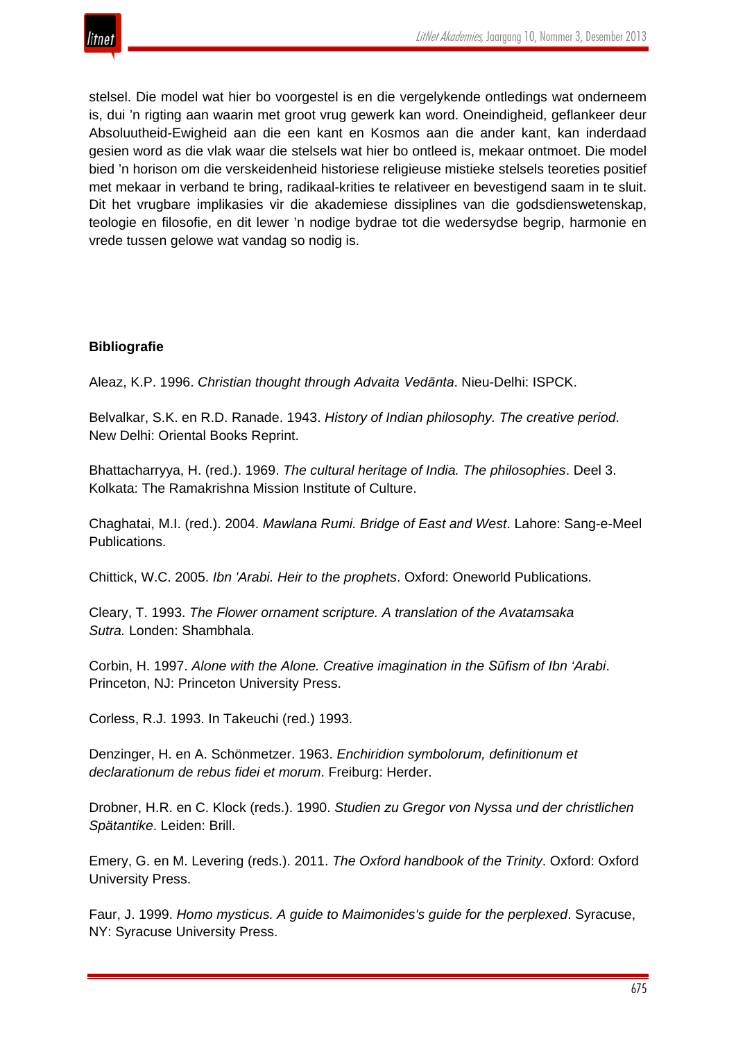stelsel. Die model wat hier bo voorgestel is en die vergelykende ontledings wat onderneem is, dui 'n rigting aan waarin met groot vrug gewerk kan word. Oneindigheid, geflankeer deur Absoluutheid-Ewigheid aan die een kant en Kosmos aan die ander kant, kan inderdaad gesien word as die vlak waar die stelsels wat hier bo ontleed is, mekaar ontmoet. Die model bied 'n horison om die verskeidenheid historiese religieuse mistieke stelsels teoreties positief met mekaar in verband te bring, radikaal-krities te relativeer en bevestigend saam in te sluit. Dit het vrugbare implikasies vir die akademiese dissiplines van die godsdienswetenskap, teologie en filosofie, en dit lewer 'n nodige bydrae tot die wedersydse begrip, harmonie en vrede tussen gelowe wat vandag so nodig is.

**Bibliografie**

Aleaz, K.P. 1996. *Christian thought through Advaita Vedānta*. Nieu-Delhi: ISPCK.

Belvalkar, S.K. en R.D. Ranade. 1943. *History of Indian philosophy. The creative period*. New Delhi: Oriental Books Reprint.

Bhattacharryya, H. (red.). 1969. *The cultural heritage of India. The philosophies*. Deel 3. Kolkata: The Ramakrishna Mission Institute of Culture.

Chaghatai, M.I. (red.). 2004. *Mawlana Rumi. Bridge of East and West*. Lahore: Sang-e-Meel Publications.

Chittick, W.C. 2005. *Ibn 'Arabi. Heir to the prophets*. Oxford: Oneworld Publications.

Cleary, T. 1993. *The Flower ornament scripture. A translation of the Avatamsaka Sutra.* Londen: Shambhala.

Corbin, H. 1997. *Alone with the Alone. Creative imagination in the Sūfism of Ibn 'Arabi*. Princeton, NJ: Princeton University Press.

Corless, R.J. 1993. In Takeuchi (red.) 1993.

Denzinger, H. en A. Schönmetzer. 1963. *Enchiridion symbolorum, definitionum et declarationum de rebus fidei et morum*. Freiburg: Herder.

Drobner, H.R. en C. Klock (reds.). 1990. *Studien zu Gregor von Nyssa und der christlichen Spätantike*. Leiden: Brill.

Emery, G. en M. Levering (reds.). 2011. *The Oxford handbook of the Trinity*. Oxford: Oxford University Press.

Faur, J. 1999. *Homo mysticus. A guide to Maimonides's guide for the perplexed*. Syracuse, NY: Syracuse University Press.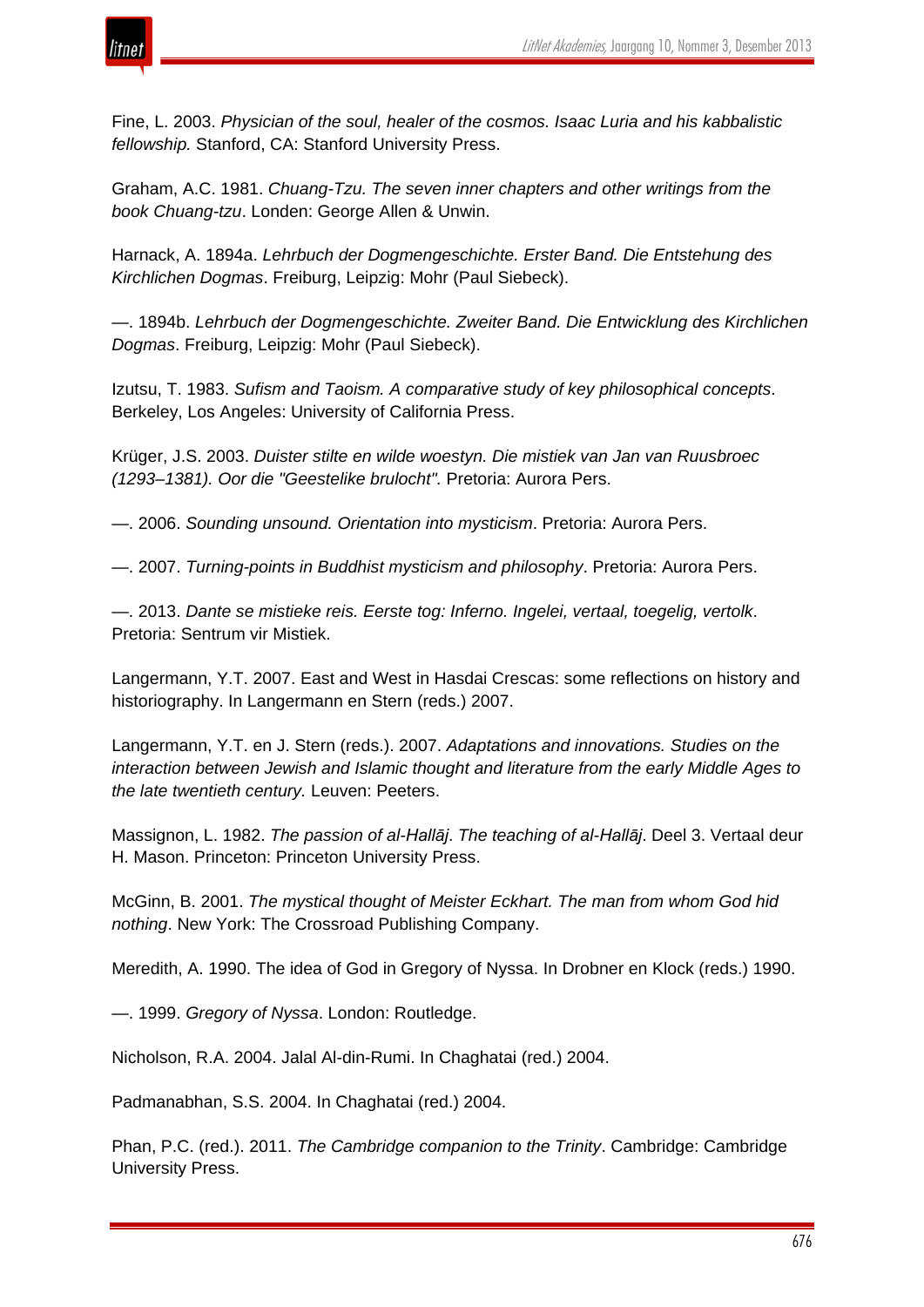Fine, L. 2003. *Physician of the soul, healer of the cosmos. Isaac Luria and his kabbalistic fellowship.* Stanford, CA: Stanford University Press.

Graham, A.C. 1981. *Chuang-Tzu. The seven inner chapters and other writings from the book Chuang-tzu*. Londen: George Allen & Unwin.

Harnack, A. 1894a. *Lehrbuch der Dogmengeschichte. Erster Band. Die Entstehung des Kirchlichen Dogmas*. Freiburg, Leipzig: Mohr (Paul Siebeck).

—. 1894b. *Lehrbuch der Dogmengeschichte. Zweiter Band. Die Entwicklung des Kirchlichen Dogmas*. Freiburg, Leipzig: Mohr (Paul Siebeck).

Izutsu, T. 1983. *Sufism and Taoism. A comparative study of key philosophical concepts*. Berkeley, Los Angeles: University of California Press.

Krüger, J.S. 2003. *Duister stilte en wilde woestyn. Die mistiek van Jan van Ruusbroec (1293–1381). Oor die "Geestelike brulocht".* Pretoria: Aurora Pers.

—. 2006. *Sounding unsound. Orientation into mysticism*. Pretoria: Aurora Pers.

—. 2007. *Turning-points in Buddhist mysticism and philosophy*. Pretoria: Aurora Pers.

—. 2013. *Dante se mistieke reis. Eerste tog: Inferno. Ingelei, vertaal, toegelig, vertolk*. Pretoria: Sentrum vir Mistiek.

Langermann, Y.T. 2007. East and West in Hasdai Crescas: some reflections on history and historiography. In Langermann en Stern (reds.) 2007.

Langermann, Y.T. en J. Stern (reds.). 2007. *Adaptations and innovations. Studies on the interaction between Jewish and Islamic thought and literature from the early Middle Ages to the late twentieth century.* Leuven: Peeters.

Massignon, L. 1982. *The passion of al-Hallāj*. *The teaching of al-Hallāj*. Deel 3. Vertaal deur H. Mason. Princeton: Princeton University Press.

McGinn, B. 2001. *The mystical thought of Meister Eckhart. The man from whom God hid nothing*. New York: The Crossroad Publishing Company.

Meredith, A. 1990. The idea of God in Gregory of Nyssa. In Drobner en Klock (reds.) 1990.

—. 1999. *Gregory of Nyssa*. London: Routledge.

Nicholson, R.A. 2004. Jalal Al-din-Rumi. In Chaghatai (red.) 2004.

Padmanabhan, S.S. 2004. In Chaghatai (red.) 2004.

Phan, P.C. (red.). 2011. *The Cambridge companion to the Trinity*. Cambridge: Cambridge University Press.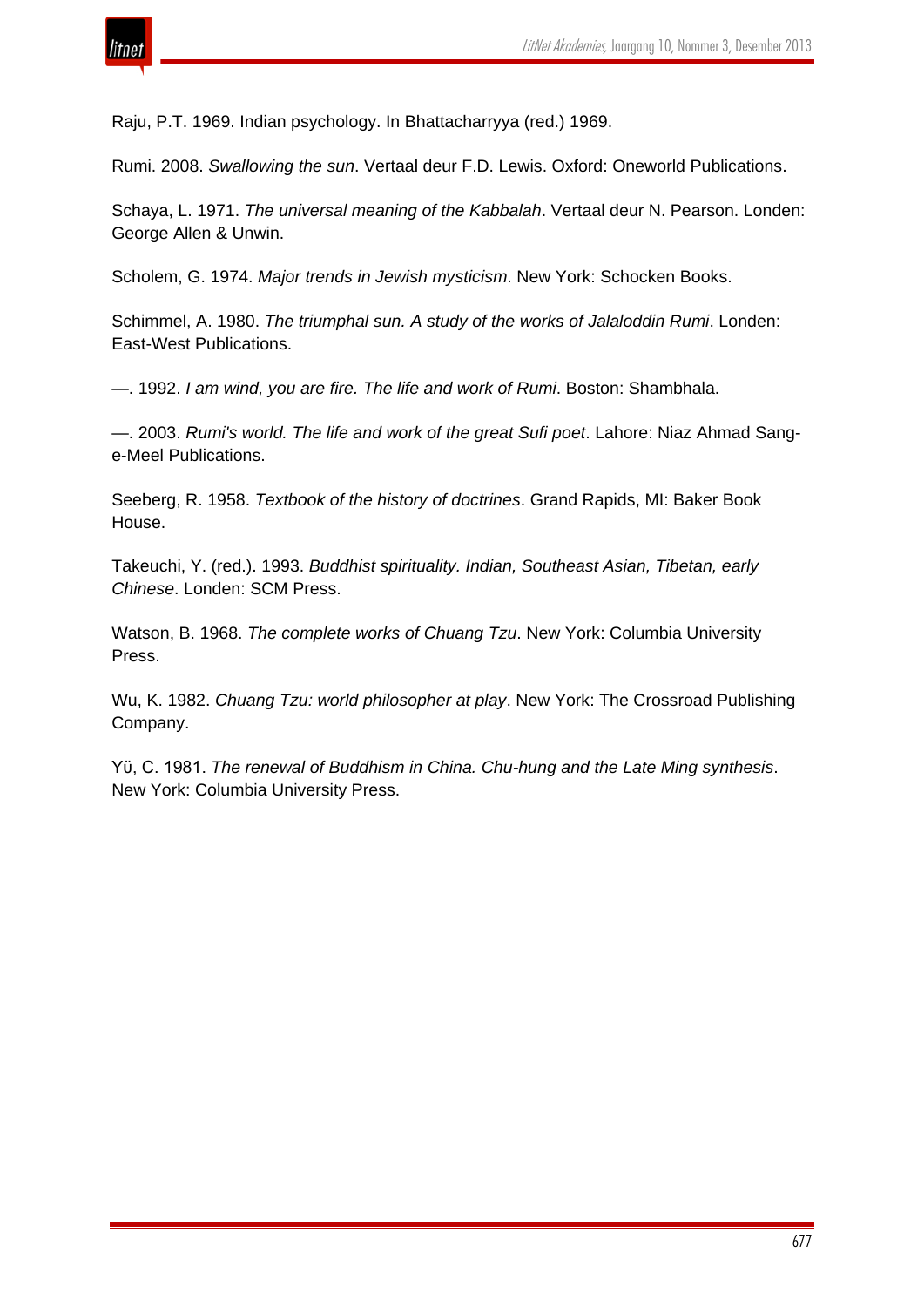Raju, P.T. 1969. Indian psychology. In Bhattacharryya (red.) 1969.

Rumi. 2008. *Swallowing the sun*. Vertaal deur F.D. Lewis. Oxford: Oneworld Publications.

Schaya, L. 1971. *The universal meaning of the Kabbalah*. Vertaal deur N. Pearson. Londen: George Allen & Unwin.

Scholem, G. 1974. *Major trends in Jewish mysticism*. New York: Schocken Books.

Schimmel, A. 1980. *The triumphal sun. A study of the works of Jalaloddin Rumi*. Londen: East-West Publications.

—. 1992. *I am wind, you are fire. The life and work of Rumi*. Boston: Shambhala.

—. 2003. *Rumi's world. The life and work of the great Sufi poet*. Lahore: Niaz Ahmad Sang-e-Meel Publications.

Seeberg, R. 1958. *Textbook of the history of doctrines*. Grand Rapids, MI: Baker Book House.

Takeuchi, Y. (red.). 1993. *Buddhist spirituality. Indian, Southeast Asian, Tibetan, early Chinese*. Londen: SCM Press.

Watson, B. 1968. *The complete works of Chuang Tzu*. New York: Columbia University Press.

Wu, K. 1982. *Chuang Tzu: world philosopher at play*. New York: The Crossroad Publishing Company.

Yü, C. 1981. *The renewal of Buddhism in China. Chu-hung and the Late Ming synthesis*. New York: Columbia University Press.